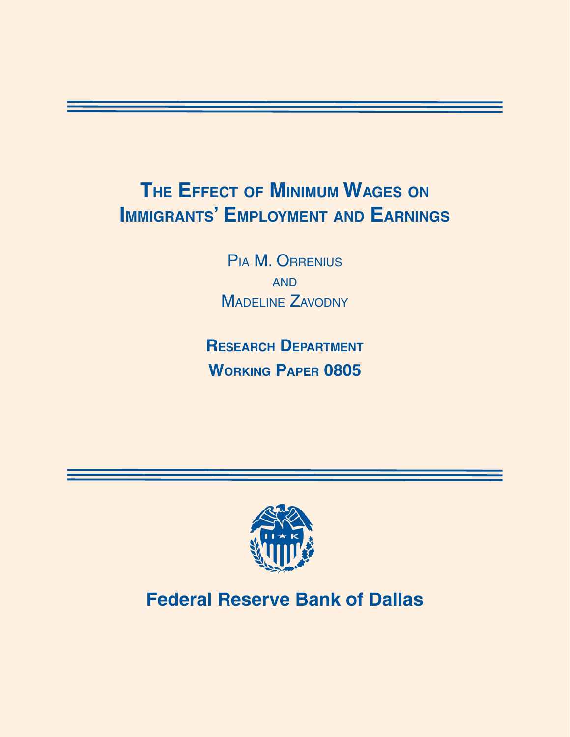# The Effect of Minimum Wages on Immigrants' Employment and Earnings

Pia M. Orrenius

and

Madeline Zavodny

**Research Department**

**Working Paper 0805**

**Federal Reserve Bank of Dallas**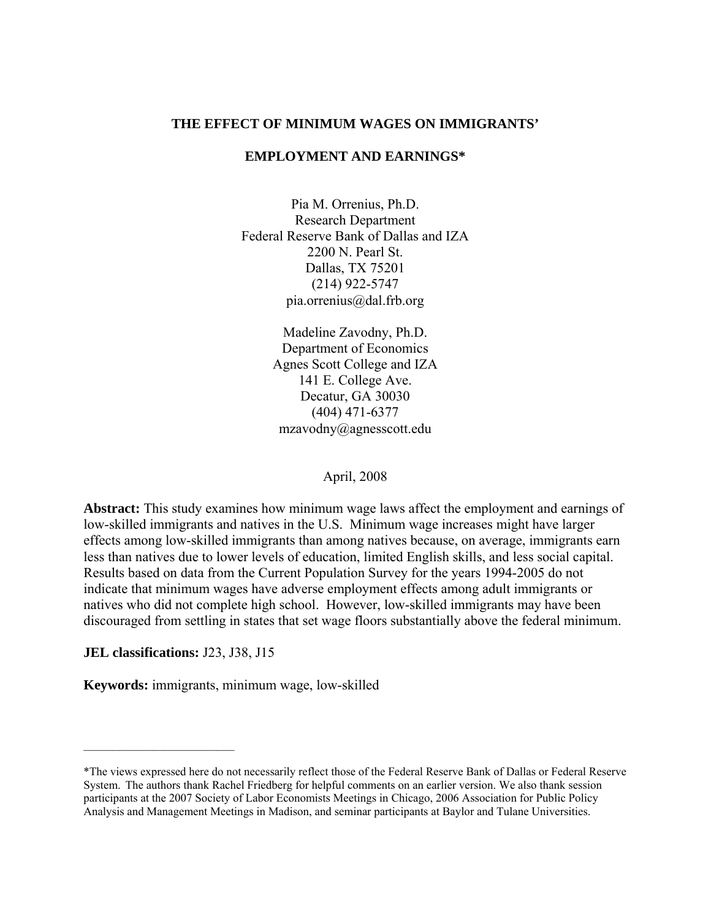# THE EFFECT OF MINIMUM WAGES ON IMMIGRANTS' EMPLOYMENT AND EARNINGS*

Pia M. Orrenius, Ph.D.
Research Department
Federal Reserve Bank of Dallas and IZA
2200 N. Pearl St.
Dallas, TX 75201
(214) 922-5747
pia.orrenius@dal.frb.org

Madeline Zavodny, Ph.D.
Department of Economics
Agnes Scott College and IZA
141 E. College Ave.
Decatur, GA 30030
(404) 471-6377
mzavodny@agnesscott.edu

April, 2008

**Abstract:** This study examines how minimum wage laws affect the employment and earnings of low-skilled immigrants and natives in the U.S. Minimum wage increases might have larger effects among low-skilled immigrants than among natives because, on average, immigrants earn less than natives due to lower levels of education, limited English skills, and less social capital. Results based on data from the Current Population Survey for the years 1994-2005 do not indicate that minimum wages have adverse employment effects among adult immigrants or natives who did not complete high school. However, low-skilled immigrants may have been discouraged from settling in states that set wage floors substantially above the federal minimum.

**JEL classifications:** J23, J38, J15

**Keywords:** immigrants, minimum wage, low-skilled

---

*The views expressed here do not necessarily reflect those of the Federal Reserve Bank of Dallas or Federal Reserve System. The authors thank Rachel Friedberg for helpful comments on an earlier version. We also thank session participants at the 2007 Society of Labor Economists Meetings in Chicago, 2006 Association for Public Policy Analysis and Management Meetings in Madison, and seminar participants at Baylor and Tulane Universities.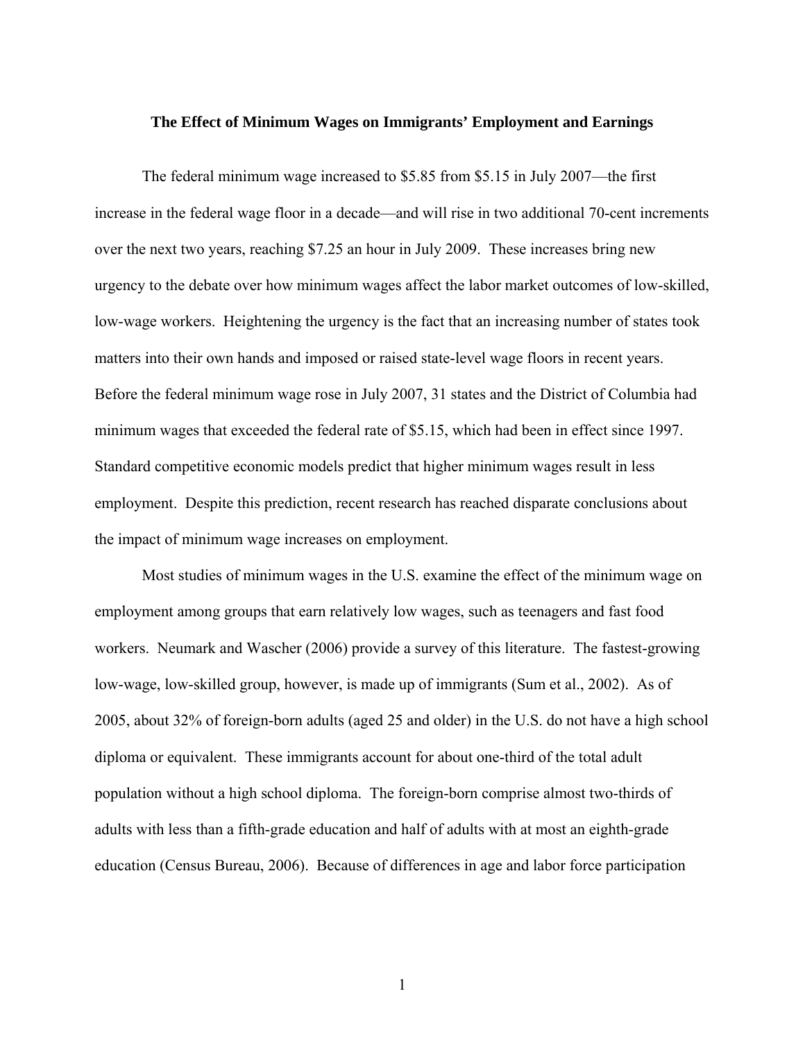**The Effect of Minimum Wages on Immigrants' Employment and Earnings**

The federal minimum wage increased to $5.85 from $5.15 in July 2007—the first increase in the federal wage floor in a decade—and will rise in two additional 70-cent increments over the next two years, reaching $7.25 an hour in July 2009. These increases bring new urgency to the debate over how minimum wages affect the labor market outcomes of low-skilled, low-wage workers. Heightening the urgency is the fact that an increasing number of states took matters into their own hands and imposed or raised state-level wage floors in recent years. Before the federal minimum wage rose in July 2007, 31 states and the District of Columbia had minimum wages that exceeded the federal rate of $5.15, which had been in effect since 1997. Standard competitive economic models predict that higher minimum wages result in less employment. Despite this prediction, recent research has reached disparate conclusions about the impact of minimum wage increases on employment.

Most studies of minimum wages in the U.S. examine the effect of the minimum wage on employment among groups that earn relatively low wages, such as teenagers and fast food workers. Neumark and Wascher (2006) provide a survey of this literature. The fastest-growing low-wage, low-skilled group, however, is made up of immigrants (Sum et al., 2002). As of 2005, about 32% of foreign-born adults (aged 25 and older) in the U.S. do not have a high school diploma or equivalent. These immigrants account for about one-third of the total adult population without a high school diploma. The foreign-born comprise almost two-thirds of adults with less than a fifth-grade education and half of adults with at most an eighth-grade education (Census Bureau, 2006). Because of differences in age and labor force participation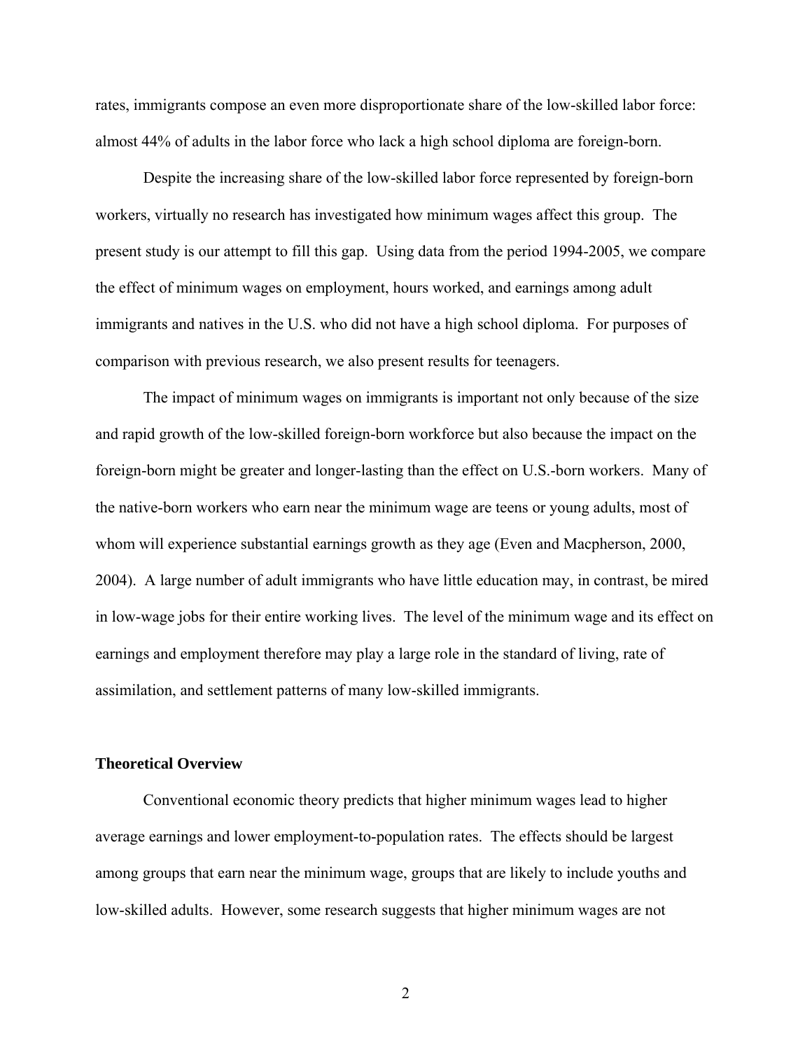rates, immigrants compose an even more disproportionate share of the low-skilled labor force: almost 44% of adults in the labor force who lack a high school diploma are foreign-born.

Despite the increasing share of the low-skilled labor force represented by foreign-born workers, virtually no research has investigated how minimum wages affect this group. The present study is our attempt to fill this gap. Using data from the period 1994-2005, we compare the effect of minimum wages on employment, hours worked, and earnings among adult immigrants and natives in the U.S. who did not have a high school diploma. For purposes of comparison with previous research, we also present results for teenagers.

The impact of minimum wages on immigrants is important not only because of the size and rapid growth of the low-skilled foreign-born workforce but also because the impact on the foreign-born might be greater and longer-lasting than the effect on U.S.-born workers. Many of the native-born workers who earn near the minimum wage are teens or young adults, most of whom will experience substantial earnings growth as they age (Even and Macpherson, 2000, 2004). A large number of adult immigrants who have little education may, in contrast, be mired in low-wage jobs for their entire working lives. The level of the minimum wage and its effect on earnings and employment therefore may play a large role in the standard of living, rate of assimilation, and settlement patterns of many low-skilled immigrants.

## Theoretical Overview

Conventional economic theory predicts that higher minimum wages lead to higher average earnings and lower employment-to-population rates. The effects should be largest among groups that earn near the minimum wage, groups that are likely to include youths and low-skilled adults. However, some research suggests that higher minimum wages are not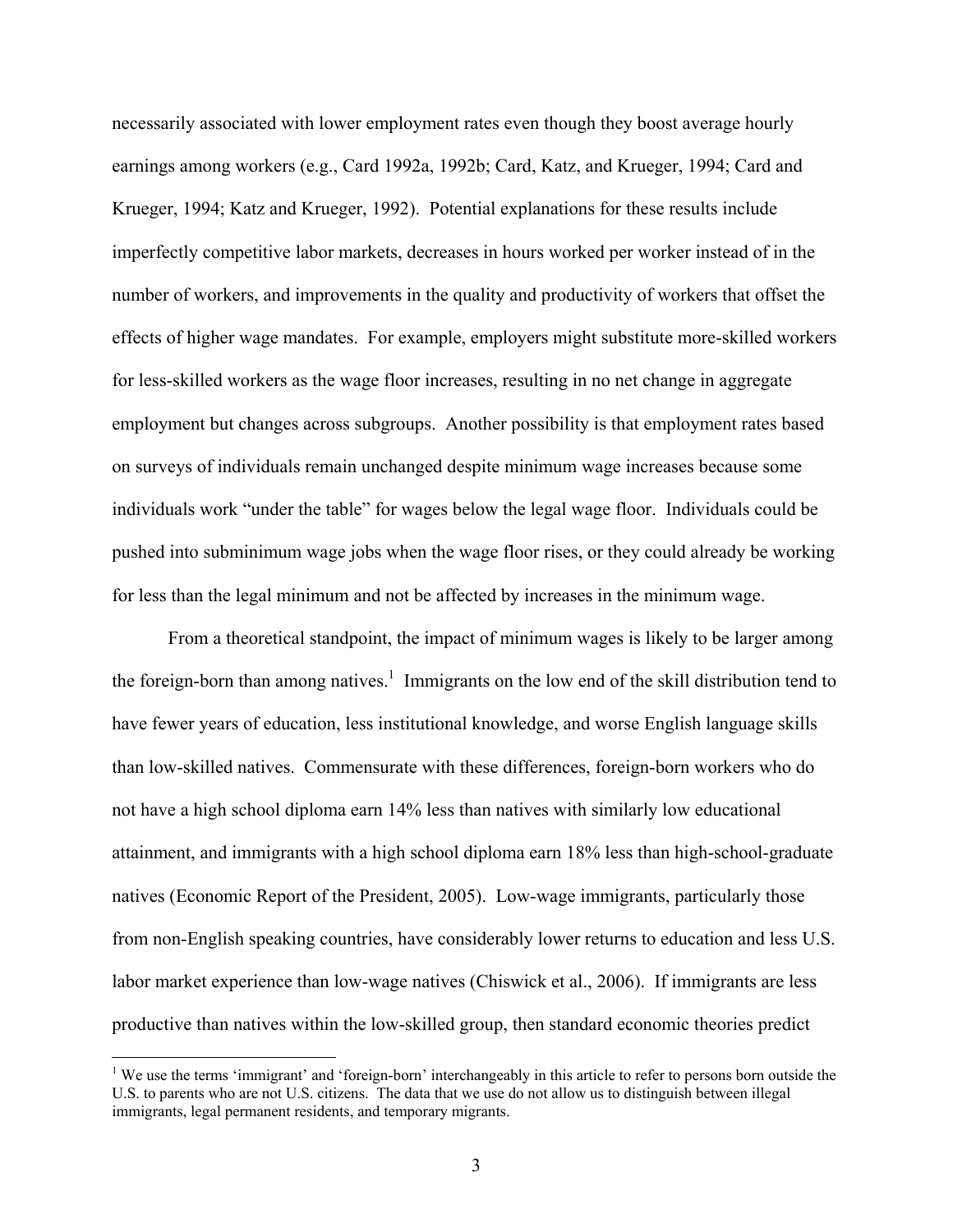necessarily associated with lower employment rates even though they boost average hourly earnings among workers (e.g., Card 1992a, 1992b; Card, Katz, and Krueger, 1994; Card and Krueger, 1994; Katz and Krueger, 1992). Potential explanations for these results include imperfectly competitive labor markets, decreases in hours worked per worker instead of in the number of workers, and improvements in the quality and productivity of workers that offset the effects of higher wage mandates. For example, employers might substitute more-skilled workers for less-skilled workers as the wage floor increases, resulting in no net change in aggregate employment but changes across subgroups. Another possibility is that employment rates based on surveys of individuals remain unchanged despite minimum wage increases because some individuals work "under the table" for wages below the legal wage floor. Individuals could be pushed into subminimum wage jobs when the wage floor rises, or they could already be working for less than the legal minimum and not be affected by increases in the minimum wage.

From a theoretical standpoint, the impact of minimum wages is likely to be larger among the foreign-born than among natives.[1] Immigrants on the low end of the skill distribution tend to have fewer years of education, less institutional knowledge, and worse English language skills than low-skilled natives. Commensurate with these differences, foreign-born workers who do not have a high school diploma earn 14% less than natives with similarly low educational attainment, and immigrants with a high school diploma earn 18% less than high-school-graduate natives (Economic Report of the President, 2005). Low-wage immigrants, particularly those from non-English speaking countries, have considerably lower returns to education and less U.S. labor market experience than low-wage natives (Chiswick et al., 2006). If immigrants are less productive than natives within the low-skilled group, then standard economic theories predict

[1] We use the terms 'immigrant' and 'foreign-born' interchangeably in this article to refer to persons born outside the U.S. to parents who are not U.S. citizens. The data that we use do not allow us to distinguish between illegal immigrants, legal permanent residents, and temporary migrants.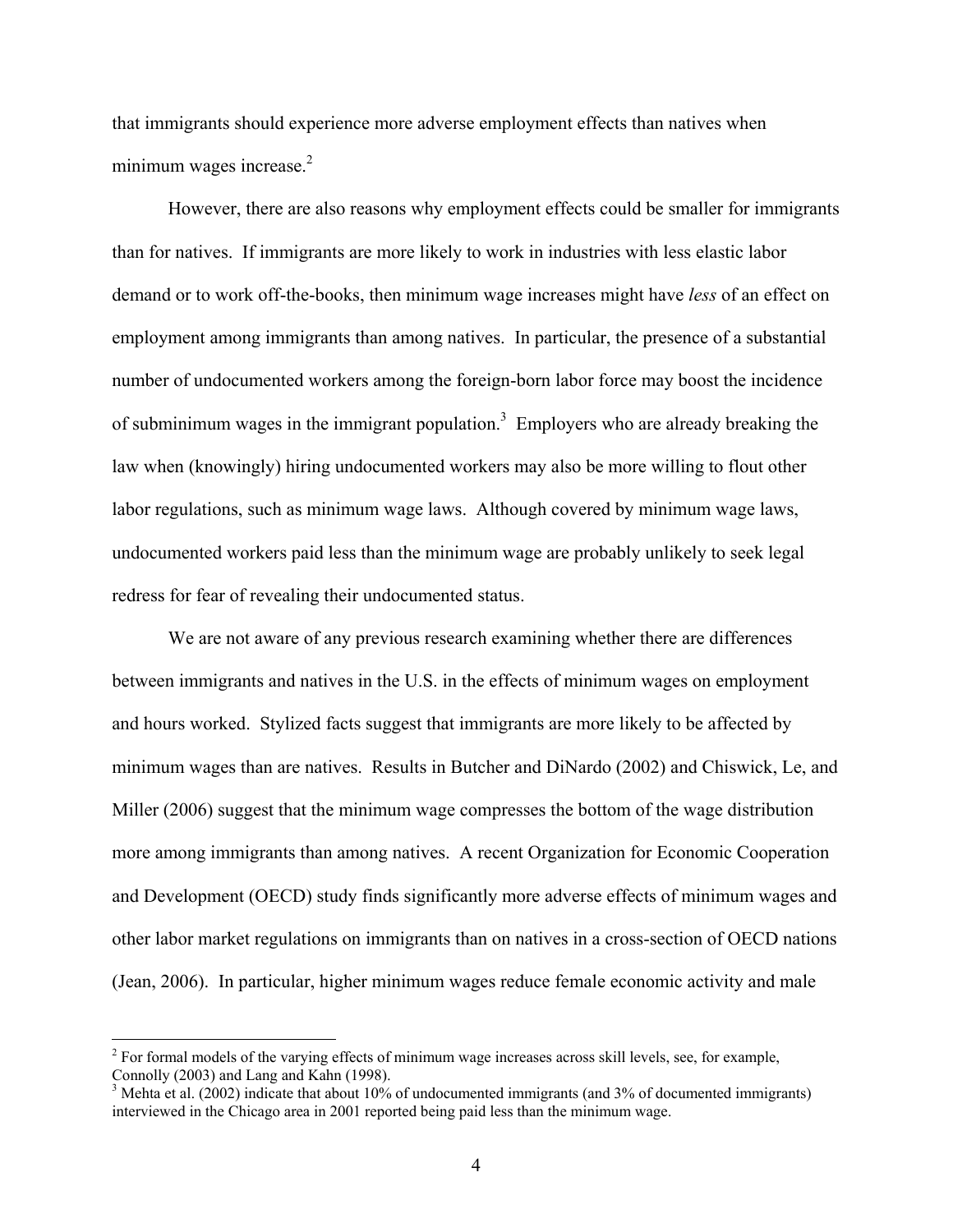that immigrants should experience more adverse employment effects than natives when minimum wages increase.[2]

However, there are also reasons why employment effects could be smaller for immigrants than for natives. If immigrants are more likely to work in industries with less elastic labor demand or to work off-the-books, then minimum wage increases might have *less* of an effect on employment among immigrants than among natives. In particular, the presence of a substantial number of undocumented workers among the foreign-born labor force may boost the incidence of subminimum wages in the immigrant population.[3] Employers who are already breaking the law when (knowingly) hiring undocumented workers may also be more willing to flout other labor regulations, such as minimum wage laws. Although covered by minimum wage laws, undocumented workers paid less than the minimum wage are probably unlikely to seek legal redress for fear of revealing their undocumented status.

We are not aware of any previous research examining whether there are differences between immigrants and natives in the U.S. in the effects of minimum wages on employment and hours worked. Stylized facts suggest that immigrants are more likely to be affected by minimum wages than are natives. Results in Butcher and DiNardo (2002) and Chiswick, Le, and Miller (2006) suggest that the minimum wage compresses the bottom of the wage distribution more among immigrants than among natives. A recent Organization for Economic Cooperation and Development (OECD) study finds significantly more adverse effects of minimum wages and other labor market regulations on immigrants than on natives in a cross-section of OECD nations (Jean, 2006). In particular, higher minimum wages reduce female economic activity and male

[2] For formal models of the varying effects of minimum wage increases across skill levels, see, for example, Connolly (2003) and Lang and Kahn (1998).

[3] Mehta et al. (2002) indicate that about 10% of undocumented immigrants (and 3% of documented immigrants) interviewed in the Chicago area in 2001 reported being paid less than the minimum wage.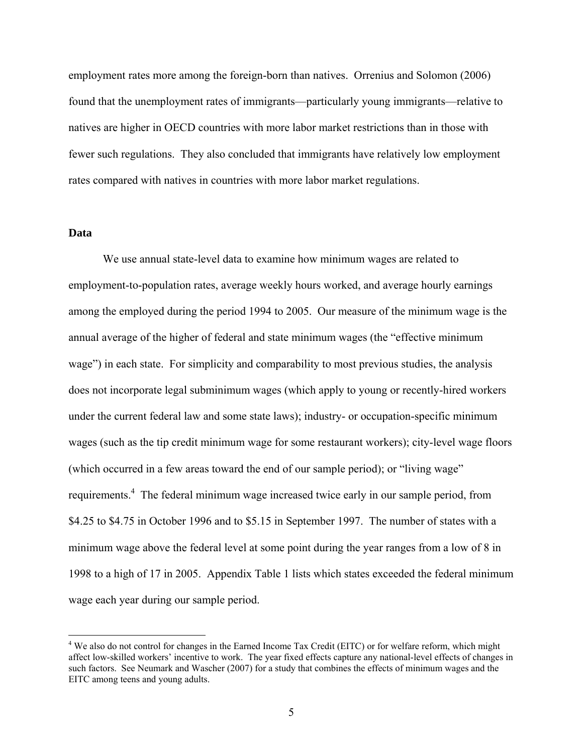employment rates more among the foreign-born than natives. Orrenius and Solomon (2006) found that the unemployment rates of immigrants—particularly young immigrants—relative to natives are higher in OECD countries with more labor market restrictions than in those with fewer such regulations. They also concluded that immigrants have relatively low employment rates compared with natives in countries with more labor market regulations.

## Data

We use annual state-level data to examine how minimum wages are related to employment-to-population rates, average weekly hours worked, and average hourly earnings among the employed during the period 1994 to 2005. Our measure of the minimum wage is the annual average of the higher of federal and state minimum wages (the "effective minimum wage") in each state. For simplicity and comparability to most previous studies, the analysis does not incorporate legal subminimum wages (which apply to young or recently-hired workers under the current federal law and some state laws); industry- or occupation-specific minimum wages (such as the tip credit minimum wage for some restaurant workers); city-level wage floors (which occurred in a few areas toward the end of our sample period); or "living wage" requirements.[4] The federal minimum wage increased twice early in our sample period, from \$4.25 to \$4.75 in October 1996 and to \$5.15 in September 1997. The number of states with a minimum wage above the federal level at some point during the year ranges from a low of 8 in 1998 to a high of 17 in 2005. Appendix Table 1 lists which states exceeded the federal minimum wage each year during our sample period.

---

[4] We also do not control for changes in the Earned Income Tax Credit (EITC) or for welfare reform, which might affect low-skilled workers' incentive to work. The year fixed effects capture any national-level effects of changes in such factors. See Neumark and Wascher (2007) for a study that combines the effects of minimum wages and the EITC among teens and young adults.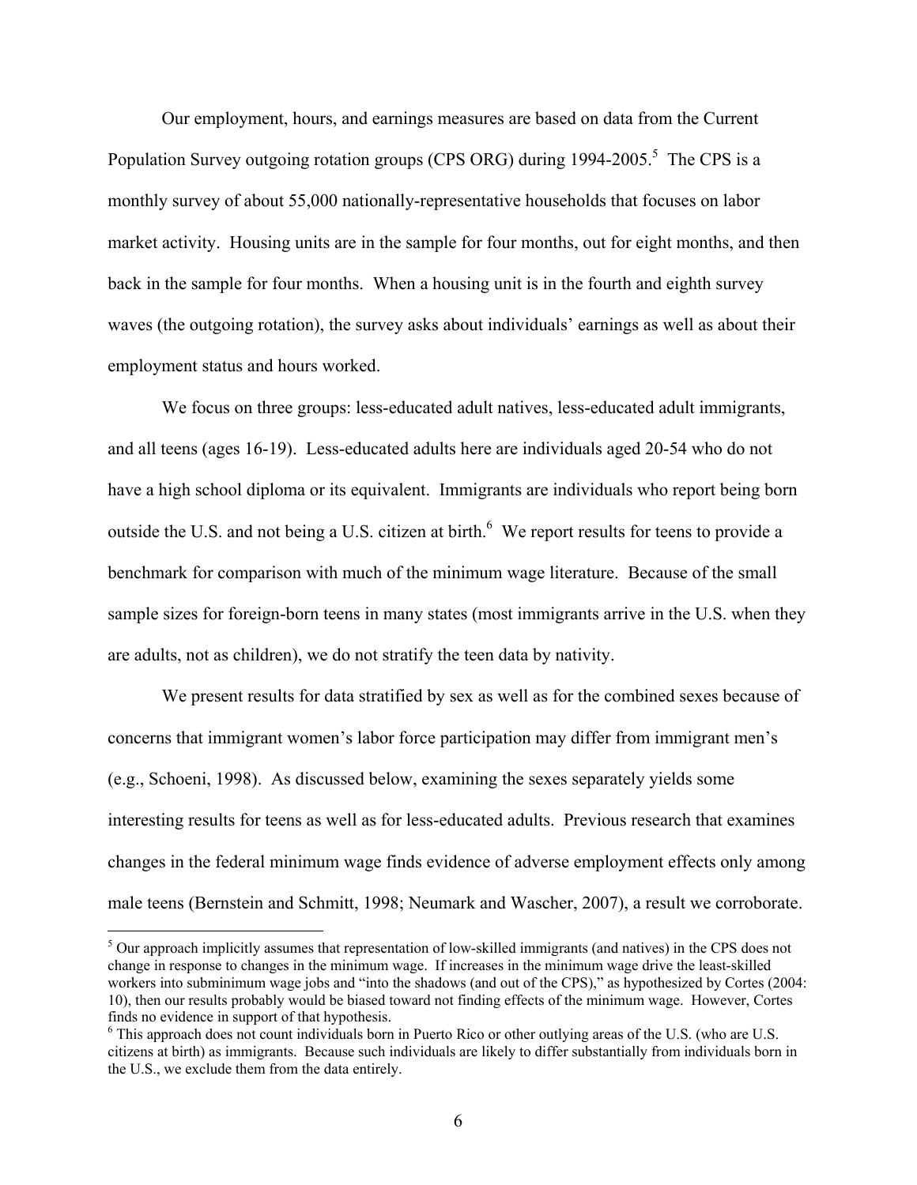Our employment, hours, and earnings measures are based on data from the Current Population Survey outgoing rotation groups (CPS ORG) during 1994-2005.[5] The CPS is a monthly survey of about 55,000 nationally-representative households that focuses on labor market activity. Housing units are in the sample for four months, out for eight months, and then back in the sample for four months. When a housing unit is in the fourth and eighth survey waves (the outgoing rotation), the survey asks about individuals' earnings as well as about their employment status and hours worked.

We focus on three groups: less-educated adult natives, less-educated adult immigrants, and all teens (ages 16-19). Less-educated adults here are individuals aged 20-54 who do not have a high school diploma or its equivalent. Immigrants are individuals who report being born outside the U.S. and not being a U.S. citizen at birth.[6] We report results for teens to provide a benchmark for comparison with much of the minimum wage literature. Because of the small sample sizes for foreign-born teens in many states (most immigrants arrive in the U.S. when they are adults, not as children), we do not stratify the teen data by nativity.

We present results for data stratified by sex as well as for the combined sexes because of concerns that immigrant women's labor force participation may differ from immigrant men's (e.g., Schoeni, 1998). As discussed below, examining the sexes separately yields some interesting results for teens as well as for less-educated adults. Previous research that examines changes in the federal minimum wage finds evidence of adverse employment effects only among male teens (Bernstein and Schmitt, 1998; Neumark and Wascher, 2007), a result we corroborate.

[5] Our approach implicitly assumes that representation of low-skilled immigrants (and natives) in the CPS does not change in response to changes in the minimum wage. If increases in the minimum wage drive the least-skilled workers into subminimum wage jobs and "into the shadows (and out of the CPS)," as hypothesized by Cortes (2004: 10), then our results probably would be biased toward not finding effects of the minimum wage. However, Cortes finds no evidence in support of that hypothesis.

[6] This approach does not count individuals born in Puerto Rico or other outlying areas of the U.S. (who are U.S. citizens at birth) as immigrants. Because such individuals are likely to differ substantially from individuals born in the U.S., we exclude them from the data entirely.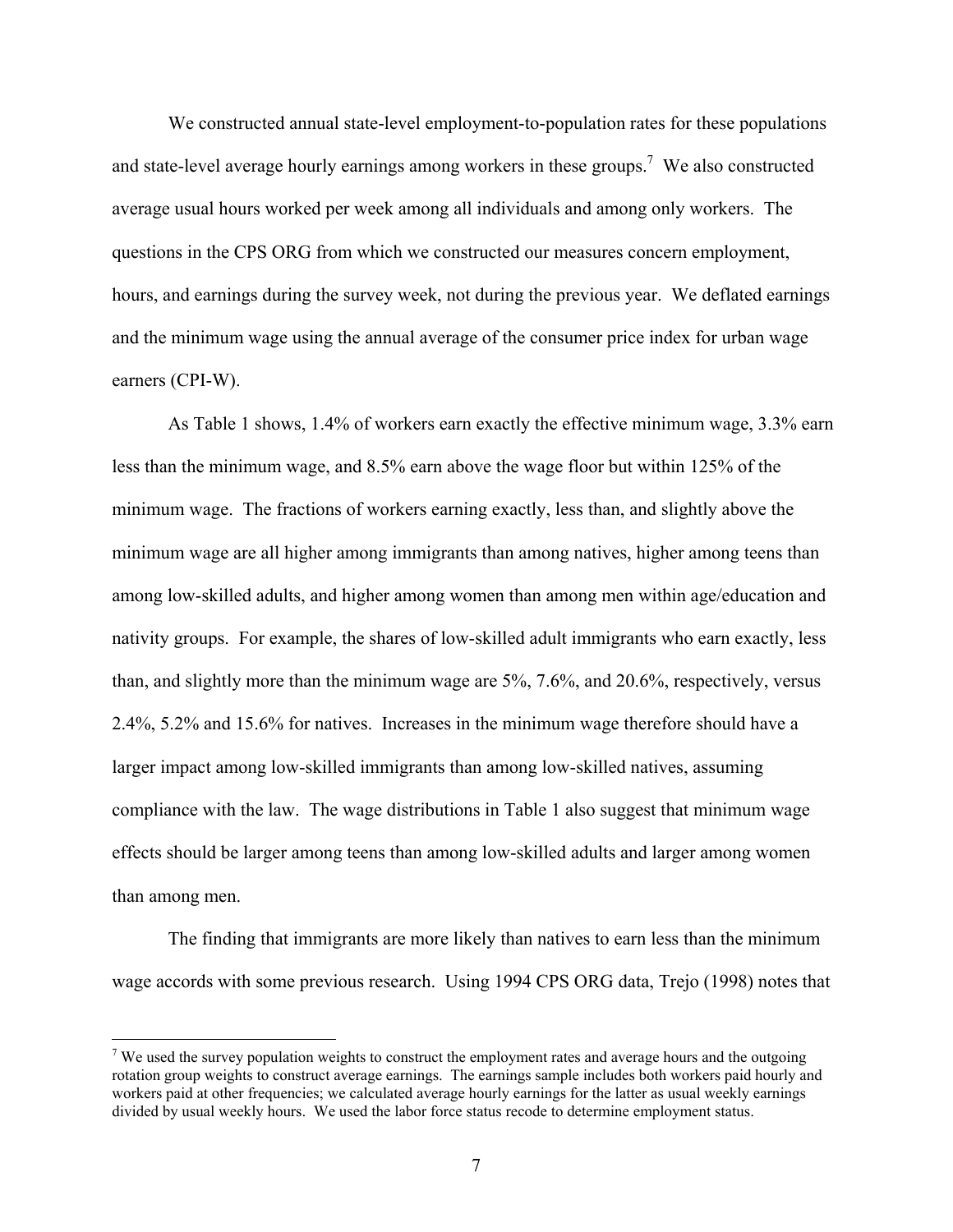We constructed annual state-level employment-to-population rates for these populations and state-level average hourly earnings among workers in these groups.[7] We also constructed average usual hours worked per week among all individuals and among only workers. The questions in the CPS ORG from which we constructed our measures concern employment, hours, and earnings during the survey week, not during the previous year. We deflated earnings and the minimum wage using the annual average of the consumer price index for urban wage earners (CPI-W).

As Table 1 shows, 1.4% of workers earn exactly the effective minimum wage, 3.3% earn less than the minimum wage, and 8.5% earn above the wage floor but within 125% of the minimum wage. The fractions of workers earning exactly, less than, and slightly above the minimum wage are all higher among immigrants than among natives, higher among teens than among low-skilled adults, and higher among women than among men within age/education and nativity groups. For example, the shares of low-skilled adult immigrants who earn exactly, less than, and slightly more than the minimum wage are 5%, 7.6%, and 20.6%, respectively, versus 2.4%, 5.2% and 15.6% for natives. Increases in the minimum wage therefore should have a larger impact among low-skilled immigrants than among low-skilled natives, assuming compliance with the law. The wage distributions in Table 1 also suggest that minimum wage effects should be larger among teens than among low-skilled adults and larger among women than among men.

The finding that immigrants are more likely than natives to earn less than the minimum wage accords with some previous research. Using 1994 CPS ORG data, Trejo (1998) notes that

[7] We used the survey population weights to construct the employment rates and average hours and the outgoing rotation group weights to construct average earnings. The earnings sample includes both workers paid hourly and workers paid at other frequencies; we calculated average hourly earnings for the latter as usual weekly earnings divided by usual weekly hours. We used the labor force status recode to determine employment status.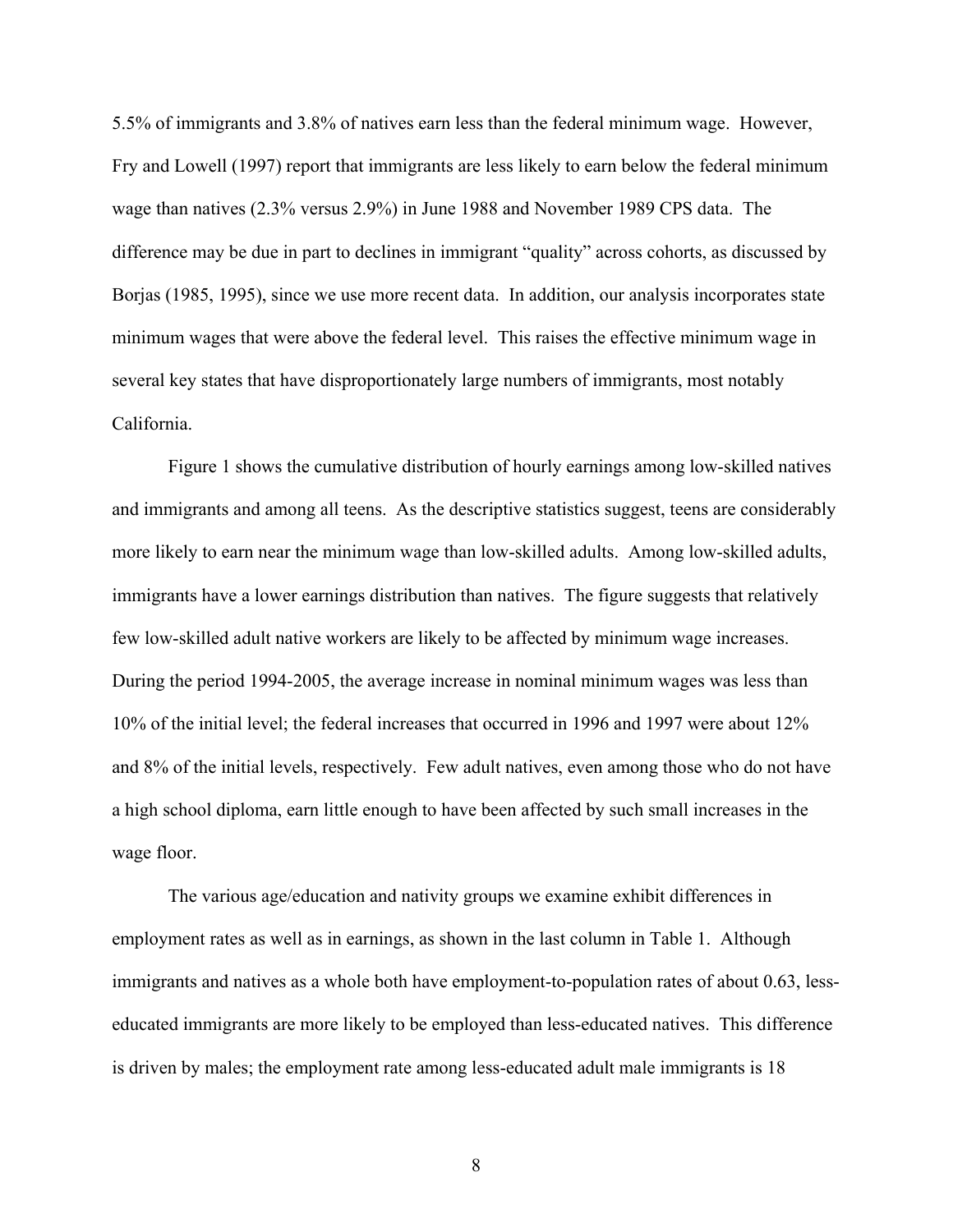5.5% of immigrants and 3.8% of natives earn less than the federal minimum wage. However, Fry and Lowell (1997) report that immigrants are less likely to earn below the federal minimum wage than natives (2.3% versus 2.9%) in June 1988 and November 1989 CPS data. The difference may be due in part to declines in immigrant "quality" across cohorts, as discussed by Borjas (1985, 1995), since we use more recent data. In addition, our analysis incorporates state minimum wages that were above the federal level. This raises the effective minimum wage in several key states that have disproportionately large numbers of immigrants, most notably California.

Figure 1 shows the cumulative distribution of hourly earnings among low-skilled natives and immigrants and among all teens. As the descriptive statistics suggest, teens are considerably more likely to earn near the minimum wage than low-skilled adults. Among low-skilled adults, immigrants have a lower earnings distribution than natives. The figure suggests that relatively few low-skilled adult native workers are likely to be affected by minimum wage increases. During the period 1994-2005, the average increase in nominal minimum wages was less than 10% of the initial level; the federal increases that occurred in 1996 and 1997 were about 12% and 8% of the initial levels, respectively. Few adult natives, even among those who do not have a high school diploma, earn little enough to have been affected by such small increases in the wage floor.

The various age/education and nativity groups we examine exhibit differences in employment rates as well as in earnings, as shown in the last column in Table 1. Although immigrants and natives as a whole both have employment-to-population rates of about 0.63, less-educated immigrants are more likely to be employed than less-educated natives. This difference is driven by males; the employment rate among less-educated adult male immigrants is 18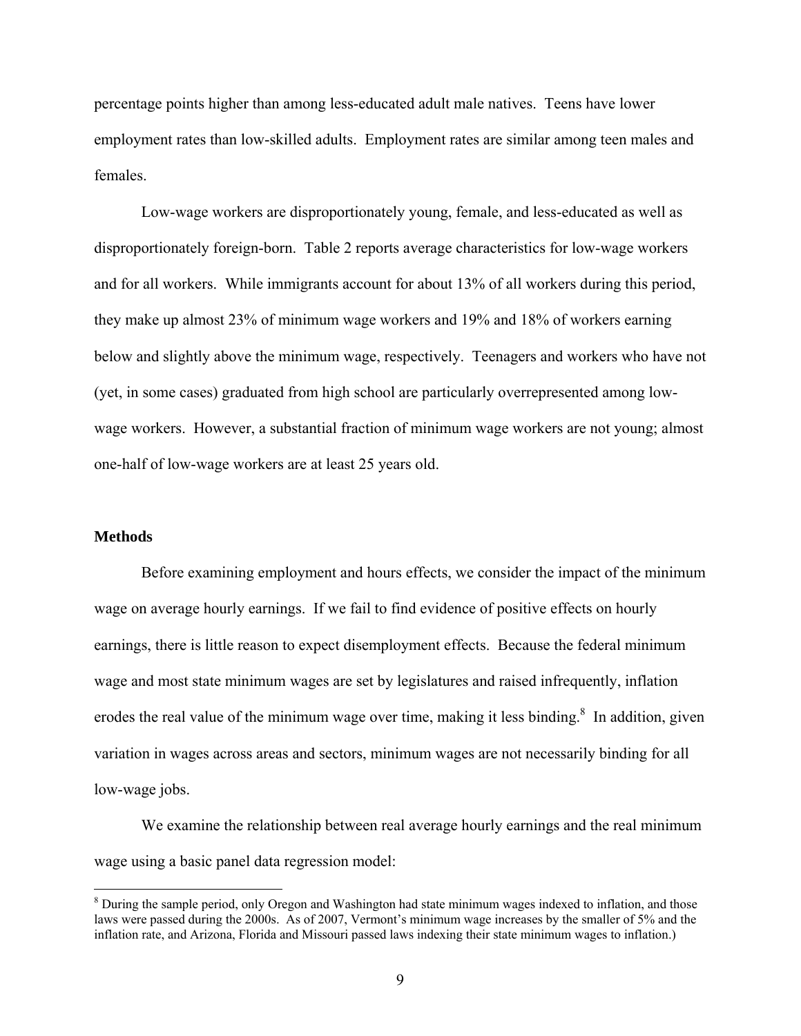percentage points higher than among less-educated adult male natives. Teens have lower employment rates than low-skilled adults. Employment rates are similar among teen males and females.

Low-wage workers are disproportionately young, female, and less-educated as well as disproportionately foreign-born. Table 2 reports average characteristics for low-wage workers and for all workers. While immigrants account for about 13% of all workers during this period, they make up almost 23% of minimum wage workers and 19% and 18% of workers earning below and slightly above the minimum wage, respectively. Teenagers and workers who have not (yet, in some cases) graduated from high school are particularly overrepresented among low-wage workers. However, a substantial fraction of minimum wage workers are not young; almost one-half of low-wage workers are at least 25 years old.

## Methods

Before examining employment and hours effects, we consider the impact of the minimum wage on average hourly earnings. If we fail to find evidence of positive effects on hourly earnings, there is little reason to expect disemployment effects. Because the federal minimum wage and most state minimum wages are set by legislatures and raised infrequently, inflation erodes the real value of the minimum wage over time, making it less binding.[8] In addition, given variation in wages across areas and sectors, minimum wages are not necessarily binding for all low-wage jobs.

We examine the relationship between real average hourly earnings and the real minimum wage using a basic panel data regression model:

[8] During the sample period, only Oregon and Washington had state minimum wages indexed to inflation, and those laws were passed during the 2000s. As of 2007, Vermont's minimum wage increases by the smaller of 5% and the inflation rate, and Arizona, Florida and Missouri passed laws indexing their state minimum wages to inflation.)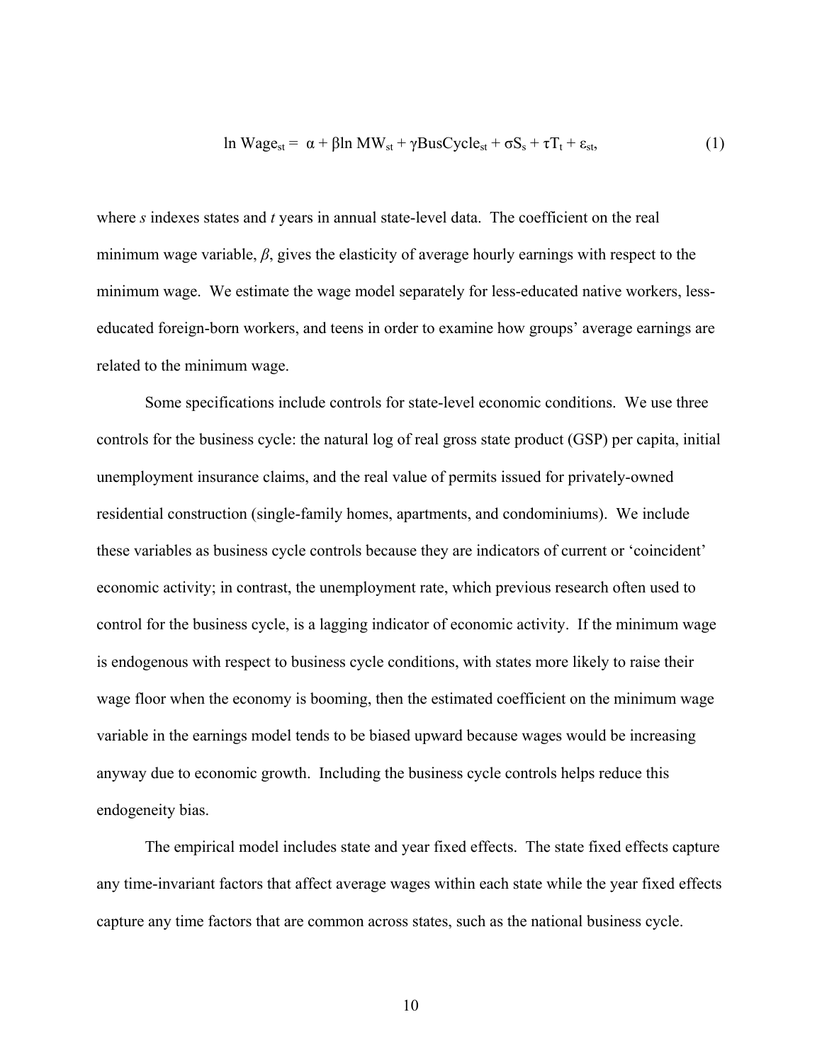$$\ln \text{Wage}_{st} = \alpha + \beta \ln \text{MW}_{st} + \gamma \text{BusCycle}_{st} + \sigma S_s + \tau T_t + \varepsilon_{st}, \tag{1}$$

where *s* indexes states and *t* years in annual state-level data. The coefficient on the real minimum wage variable, *β*, gives the elasticity of average hourly earnings with respect to the minimum wage. We estimate the wage model separately for less-educated native workers, less-educated foreign-born workers, and teens in order to examine how groups' average earnings are related to the minimum wage.

Some specifications include controls for state-level economic conditions. We use three controls for the business cycle: the natural log of real gross state product (GSP) per capita, initial unemployment insurance claims, and the real value of permits issued for privately-owned residential construction (single-family homes, apartments, and condominiums). We include these variables as business cycle controls because they are indicators of current or 'coincident' economic activity; in contrast, the unemployment rate, which previous research often used to control for the business cycle, is a lagging indicator of economic activity. If the minimum wage is endogenous with respect to business cycle conditions, with states more likely to raise their wage floor when the economy is booming, then the estimated coefficient on the minimum wage variable in the earnings model tends to be biased upward because wages would be increasing anyway due to economic growth. Including the business cycle controls helps reduce this endogeneity bias.

The empirical model includes state and year fixed effects. The state fixed effects capture any time-invariant factors that affect average wages within each state while the year fixed effects capture any time factors that are common across states, such as the national business cycle.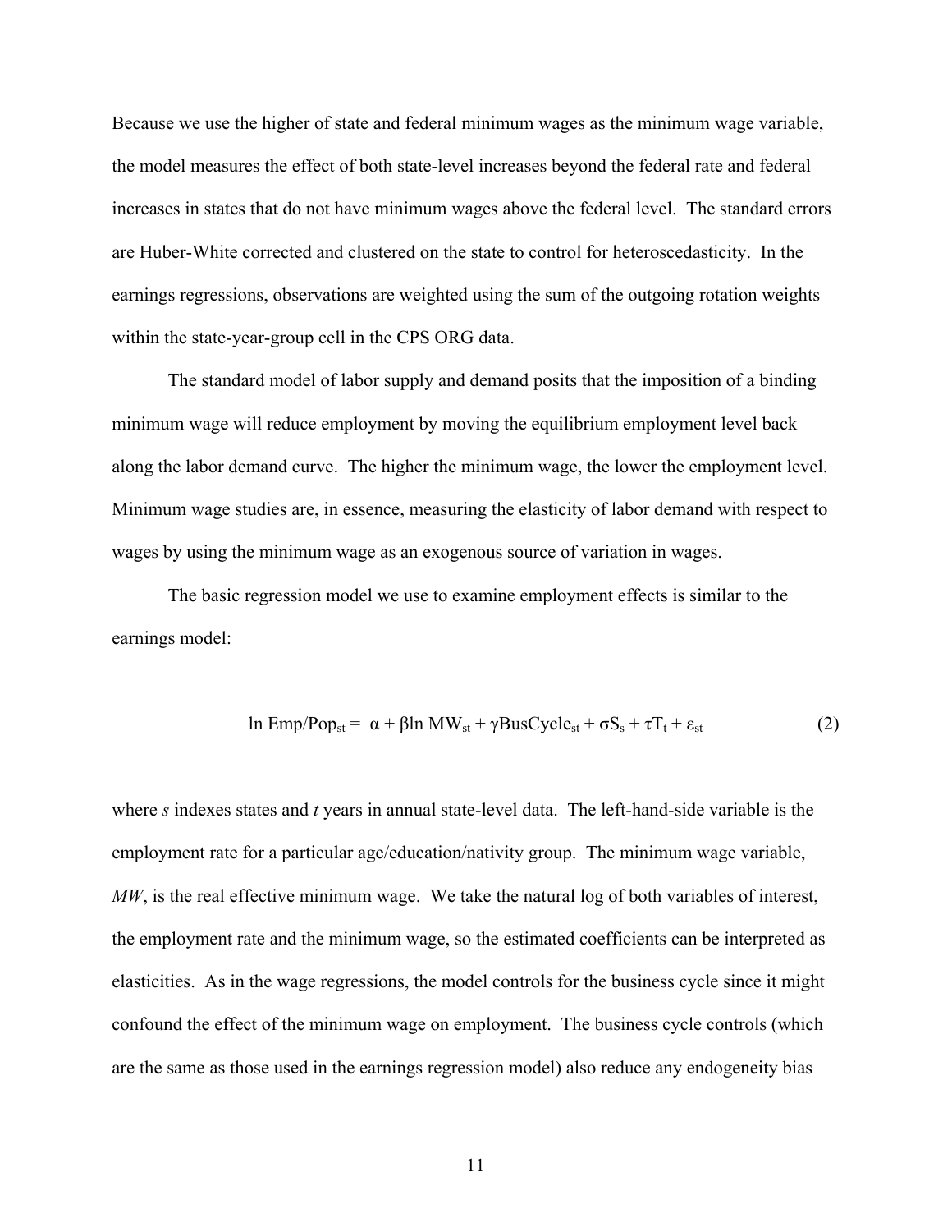Because we use the higher of state and federal minimum wages as the minimum wage variable, the model measures the effect of both state-level increases beyond the federal rate and federal increases in states that do not have minimum wages above the federal level. The standard errors are Huber-White corrected and clustered on the state to control for heteroscedasticity. In the earnings regressions, observations are weighted using the sum of the outgoing rotation weights within the state-year-group cell in the CPS ORG data.

The standard model of labor supply and demand posits that the imposition of a binding minimum wage will reduce employment by moving the equilibrium employment level back along the labor demand curve. The higher the minimum wage, the lower the employment level. Minimum wage studies are, in essence, measuring the elasticity of labor demand with respect to wages by using the minimum wage as an exogenous source of variation in wages.

The basic regression model we use to examine employment effects is similar to the earnings model:

$$\ln Emp/Pop_{st} = \alpha + \beta \ln MW_{st} + \gamma BusCycle_{st} + \sigma S_s + \tau T_t + \varepsilon_{st} \tag{2}$$

where *s* indexes states and *t* years in annual state-level data. The left-hand-side variable is the employment rate for a particular age/education/nativity group. The minimum wage variable, *MW*, is the real effective minimum wage. We take the natural log of both variables of interest, the employment rate and the minimum wage, so the estimated coefficients can be interpreted as elasticities. As in the wage regressions, the model controls for the business cycle since it might confound the effect of the minimum wage on employment. The business cycle controls (which are the same as those used in the earnings regression model) also reduce any endogeneity bias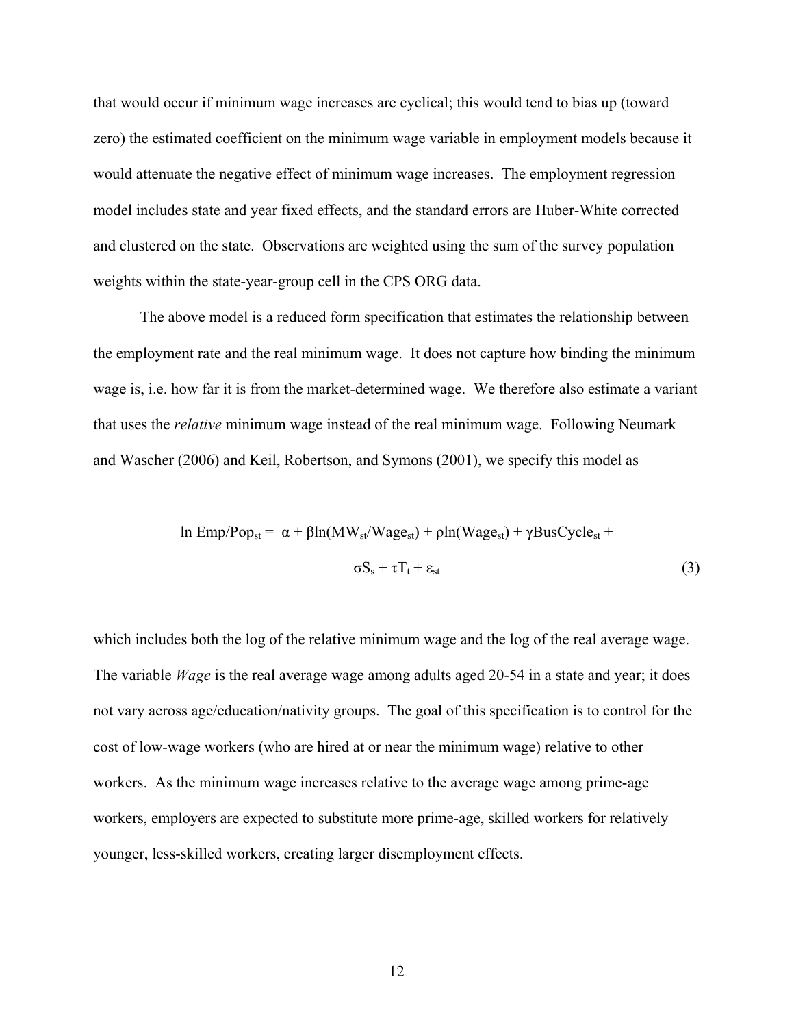that would occur if minimum wage increases are cyclical; this would tend to bias up (toward zero) the estimated coefficient on the minimum wage variable in employment models because it would attenuate the negative effect of minimum wage increases. The employment regression model includes state and year fixed effects, and the standard errors are Huber-White corrected and clustered on the state. Observations are weighted using the sum of the survey population weights within the state-year-group cell in the CPS ORG data.

The above model is a reduced form specification that estimates the relationship between the employment rate and the real minimum wage. It does not capture how binding the minimum wage is, i.e. how far it is from the market-determined wage. We therefore also estimate a variant that uses the *relative* minimum wage instead of the real minimum wage. Following Neumark and Wascher (2006) and Keil, Robertson, and Symons (2001), we specify this model as

$$\ln \text{Emp/Pop}_{st} = \alpha + \beta \ln(\text{MW}_{st}/\text{Wage}_{st}) + \rho \ln(\text{Wage}_{st}) + \gamma \text{BusCycle}_{st} + \sigma S_s + \tau T_t + \varepsilon_{st} \qquad (3)$$

which includes both the log of the relative minimum wage and the log of the real average wage. The variable *Wage* is the real average wage among adults aged 20-54 in a state and year; it does not vary across age/education/nativity groups. The goal of this specification is to control for the cost of low-wage workers (who are hired at or near the minimum wage) relative to other workers. As the minimum wage increases relative to the average wage among prime-age workers, employers are expected to substitute more prime-age, skilled workers for relatively younger, less-skilled workers, creating larger disemployment effects.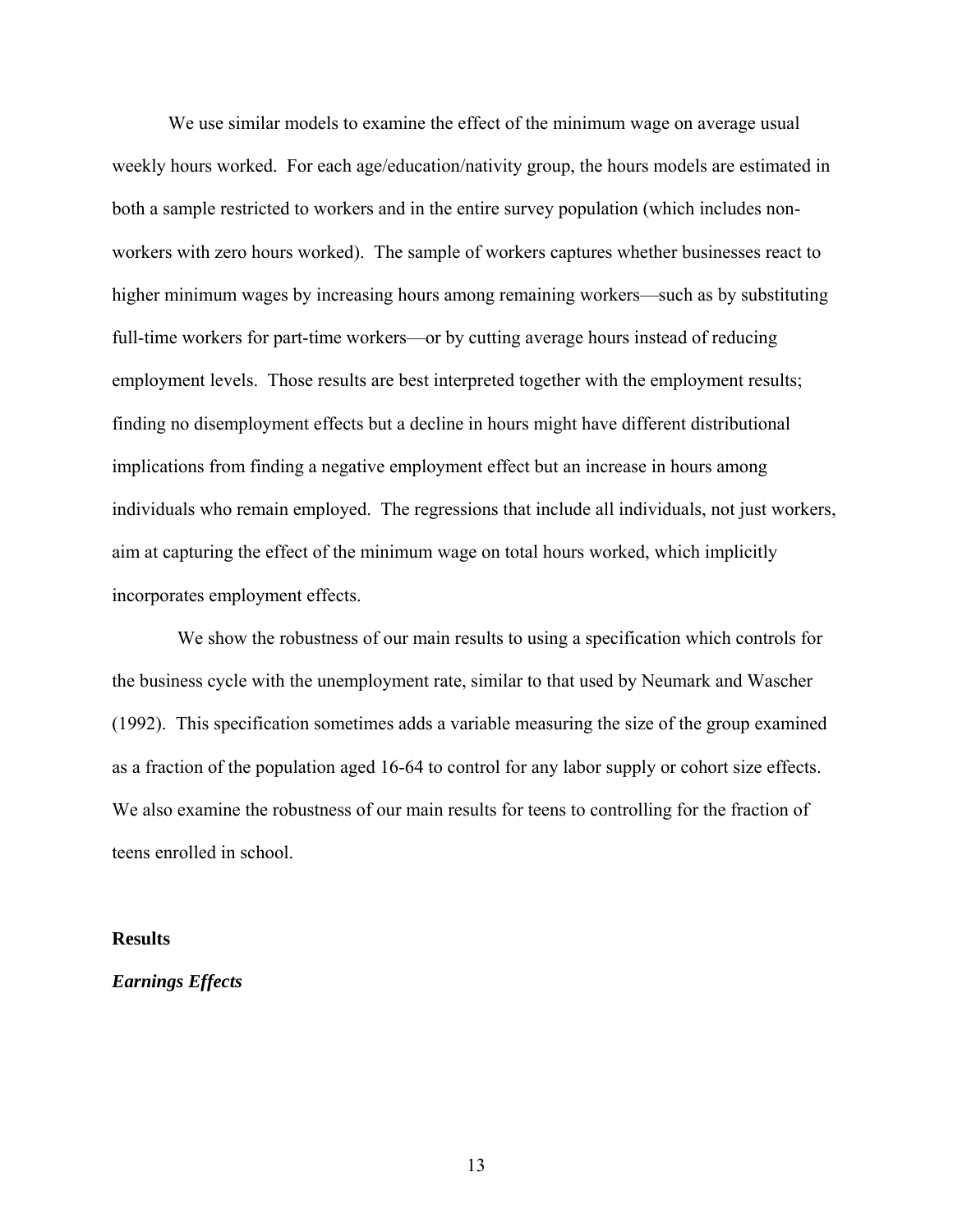We use similar models to examine the effect of the minimum wage on average usual weekly hours worked. For each age/education/nativity group, the hours models are estimated in both a sample restricted to workers and in the entire survey population (which includes non-workers with zero hours worked). The sample of workers captures whether businesses react to higher minimum wages by increasing hours among remaining workers—such as by substituting full-time workers for part-time workers—or by cutting average hours instead of reducing employment levels. Those results are best interpreted together with the employment results; finding no disemployment effects but a decline in hours might have different distributional implications from finding a negative employment effect but an increase in hours among individuals who remain employed. The regressions that include all individuals, not just workers, aim at capturing the effect of the minimum wage on total hours worked, which implicitly incorporates employment effects.

We show the robustness of our main results to using a specification which controls for the business cycle with the unemployment rate, similar to that used by Neumark and Wascher (1992). This specification sometimes adds a variable measuring the size of the group examined as a fraction of the population aged 16-64 to control for any labor supply or cohort size effects. We also examine the robustness of our main results for teens to controlling for the fraction of teens enrolled in school.

## Results

### *Earnings Effects*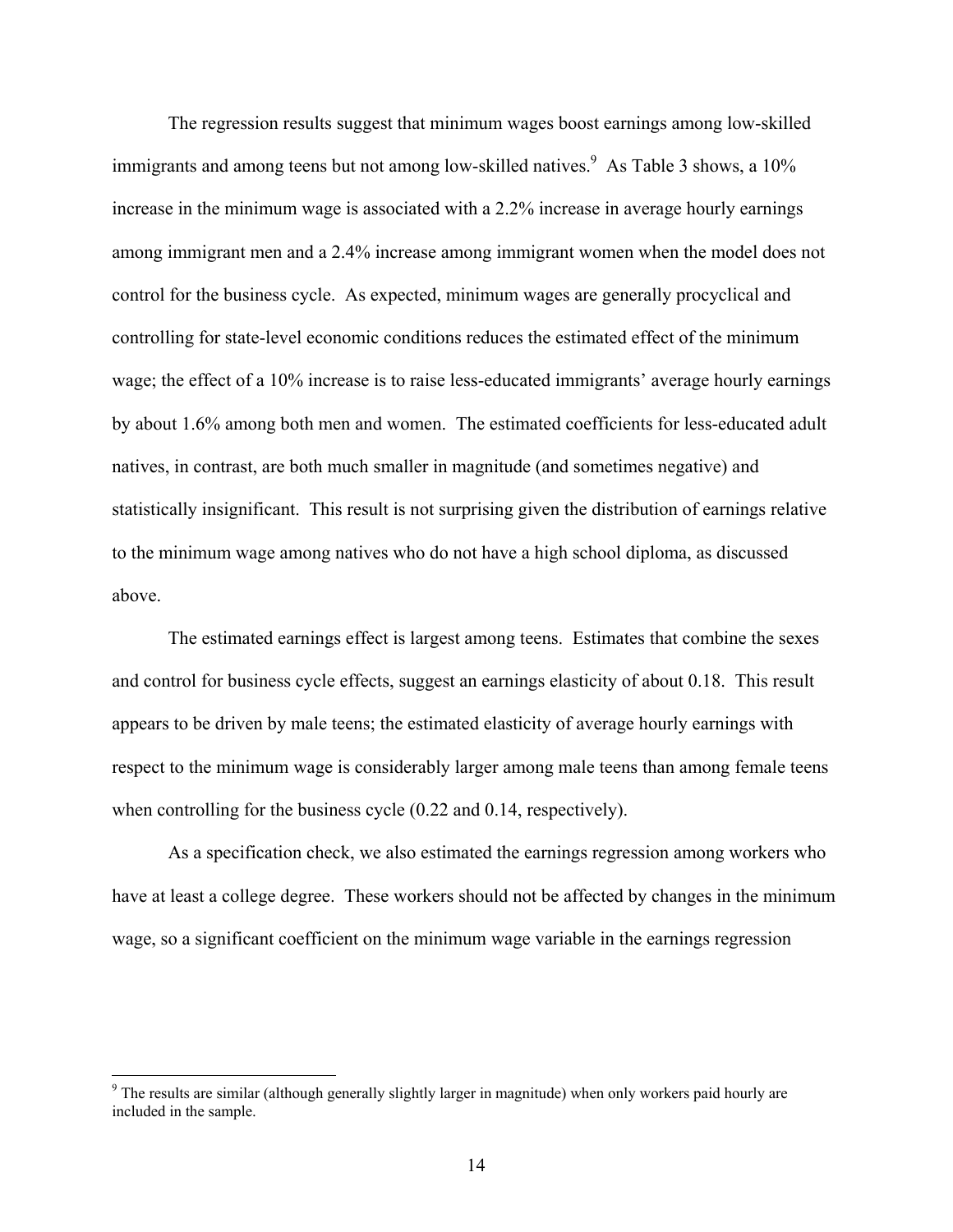The regression results suggest that minimum wages boost earnings among low-skilled immigrants and among teens but not among low-skilled natives.[9] As Table 3 shows, a 10% increase in the minimum wage is associated with a 2.2% increase in average hourly earnings among immigrant men and a 2.4% increase among immigrant women when the model does not control for the business cycle. As expected, minimum wages are generally procyclical and controlling for state-level economic conditions reduces the estimated effect of the minimum wage; the effect of a 10% increase is to raise less-educated immigrants' average hourly earnings by about 1.6% among both men and women. The estimated coefficients for less-educated adult natives, in contrast, are both much smaller in magnitude (and sometimes negative) and statistically insignificant. This result is not surprising given the distribution of earnings relative to the minimum wage among natives who do not have a high school diploma, as discussed above.

The estimated earnings effect is largest among teens. Estimates that combine the sexes and control for business cycle effects, suggest an earnings elasticity of about 0.18. This result appears to be driven by male teens; the estimated elasticity of average hourly earnings with respect to the minimum wage is considerably larger among male teens than among female teens when controlling for the business cycle (0.22 and 0.14, respectively).

As a specification check, we also estimated the earnings regression among workers who have at least a college degree. These workers should not be affected by changes in the minimum wage, so a significant coefficient on the minimum wage variable in the earnings regression

---

[9] The results are similar (although generally slightly larger in magnitude) when only workers paid hourly are included in the sample.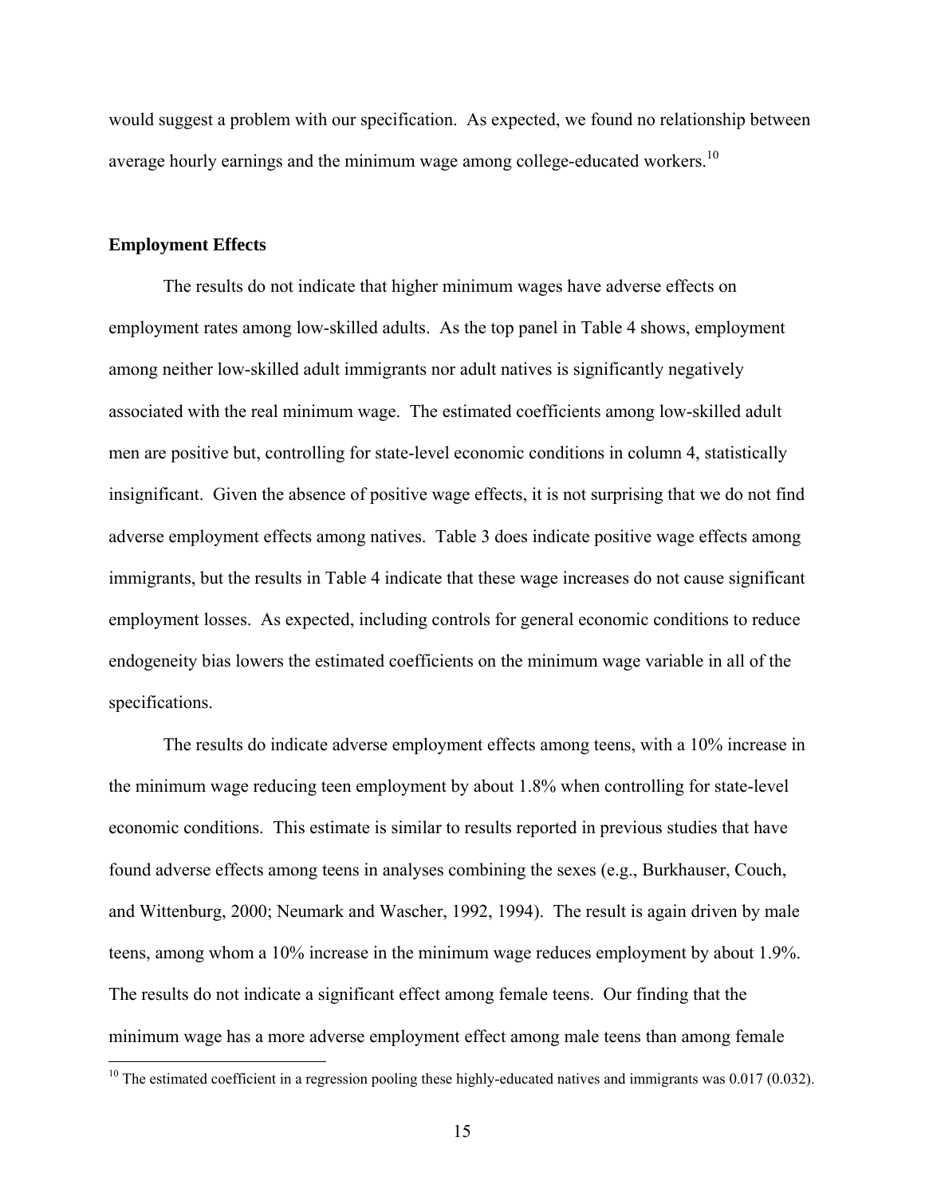would suggest a problem with our specification. As expected, we found no relationship between average hourly earnings and the minimum wage among college-educated workers.[10]

### Employment Effects

The results do not indicate that higher minimum wages have adverse effects on employment rates among low-skilled adults. As the top panel in Table 4 shows, employment among neither low-skilled adult immigrants nor adult natives is significantly negatively associated with the real minimum wage. The estimated coefficients among low-skilled adult men are positive but, controlling for state-level economic conditions in column 4, statistically insignificant. Given the absence of positive wage effects, it is not surprising that we do not find adverse employment effects among natives. Table 3 does indicate positive wage effects among immigrants, but the results in Table 4 indicate that these wage increases do not cause significant employment losses. As expected, including controls for general economic conditions to reduce endogeneity bias lowers the estimated coefficients on the minimum wage variable in all of the specifications.

The results do indicate adverse employment effects among teens, with a 10% increase in the minimum wage reducing teen employment by about 1.8% when controlling for state-level economic conditions. This estimate is similar to results reported in previous studies that have found adverse effects among teens in analyses combining the sexes (e.g., Burkhauser, Couch, and Wittenburg, 2000; Neumark and Wascher, 1992, 1994). The result is again driven by male teens, among whom a 10% increase in the minimum wage reduces employment by about 1.9%. The results do not indicate a significant effect among female teens. Our finding that the minimum wage has a more adverse employment effect among male teens than among female

[10] The estimated coefficient in a regression pooling these highly-educated natives and immigrants was 0.017 (0.032).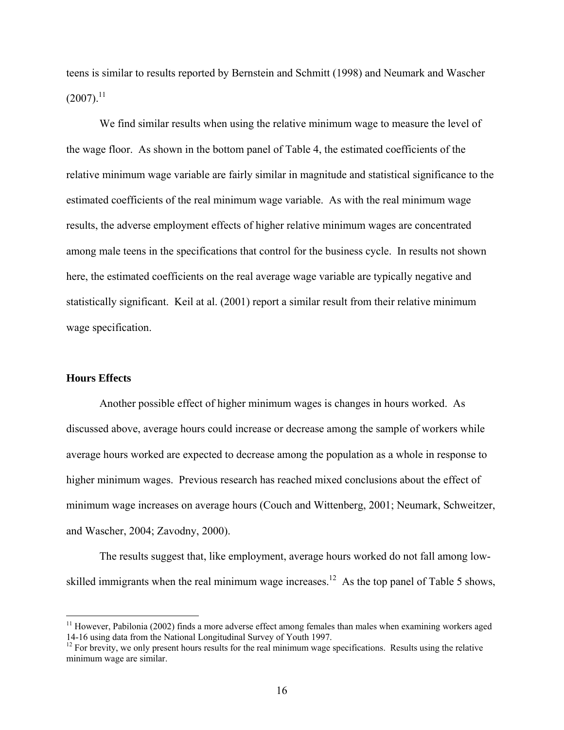teens is similar to results reported by Bernstein and Schmitt (1998) and Neumark and Wascher (2007).[11]

We find similar results when using the relative minimum wage to measure the level of the wage floor. As shown in the bottom panel of Table 4, the estimated coefficients of the relative minimum wage variable are fairly similar in magnitude and statistical significance to the estimated coefficients of the real minimum wage variable. As with the real minimum wage results, the adverse employment effects of higher relative minimum wages are concentrated among male teens in the specifications that control for the business cycle. In results not shown here, the estimated coefficients on the real average wage variable are typically negative and statistically significant. Keil at al. (2001) report a similar result from their relative minimum wage specification.

**Hours Effects**

Another possible effect of higher minimum wages is changes in hours worked. As discussed above, average hours could increase or decrease among the sample of workers while average hours worked are expected to decrease among the population as a whole in response to higher minimum wages. Previous research has reached mixed conclusions about the effect of minimum wage increases on average hours (Couch and Wittenberg, 2001; Neumark, Schweitzer, and Wascher, 2004; Zavodny, 2000).

The results suggest that, like employment, average hours worked do not fall among low-skilled immigrants when the real minimum wage increases.[12] As the top panel of Table 5 shows,

[11] However, Pabilonia (2002) finds a more adverse effect among females than males when examining workers aged 14-16 using data from the National Longitudinal Survey of Youth 1997.

[12] For brevity, we only present hours results for the real minimum wage specifications. Results using the relative minimum wage are similar.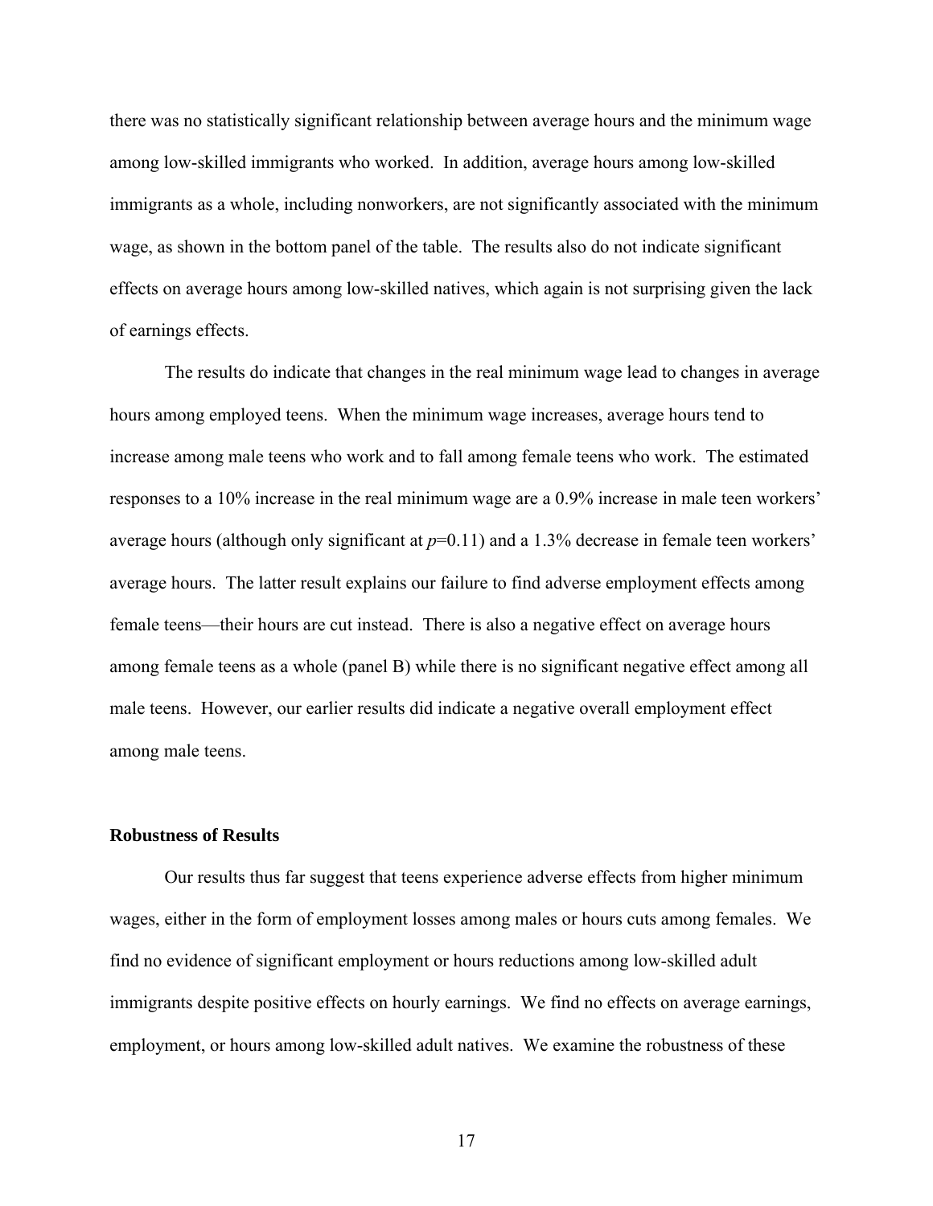there was no statistically significant relationship between average hours and the minimum wage among low-skilled immigrants who worked. In addition, average hours among low-skilled immigrants as a whole, including nonworkers, are not significantly associated with the minimum wage, as shown in the bottom panel of the table. The results also do not indicate significant effects on average hours among low-skilled natives, which again is not surprising given the lack of earnings effects.

The results do indicate that changes in the real minimum wage lead to changes in average hours among employed teens. When the minimum wage increases, average hours tend to increase among male teens who work and to fall among female teens who work. The estimated responses to a 10% increase in the real minimum wage are a 0.9% increase in male teen workers' average hours (although only significant at $p$=0.11) and a 1.3% decrease in female teen workers' average hours. The latter result explains our failure to find adverse employment effects among female teens—their hours are cut instead. There is also a negative effect on average hours among female teens as a whole (panel B) while there is no significant negative effect among all male teens. However, our earlier results did indicate a negative overall employment effect among male teens.

**Robustness of Results**

Our results thus far suggest that teens experience adverse effects from higher minimum wages, either in the form of employment losses among males or hours cuts among females. We find no evidence of significant employment or hours reductions among low-skilled adult immigrants despite positive effects on hourly earnings. We find no effects on average earnings, employment, or hours among low-skilled adult natives. We examine the robustness of these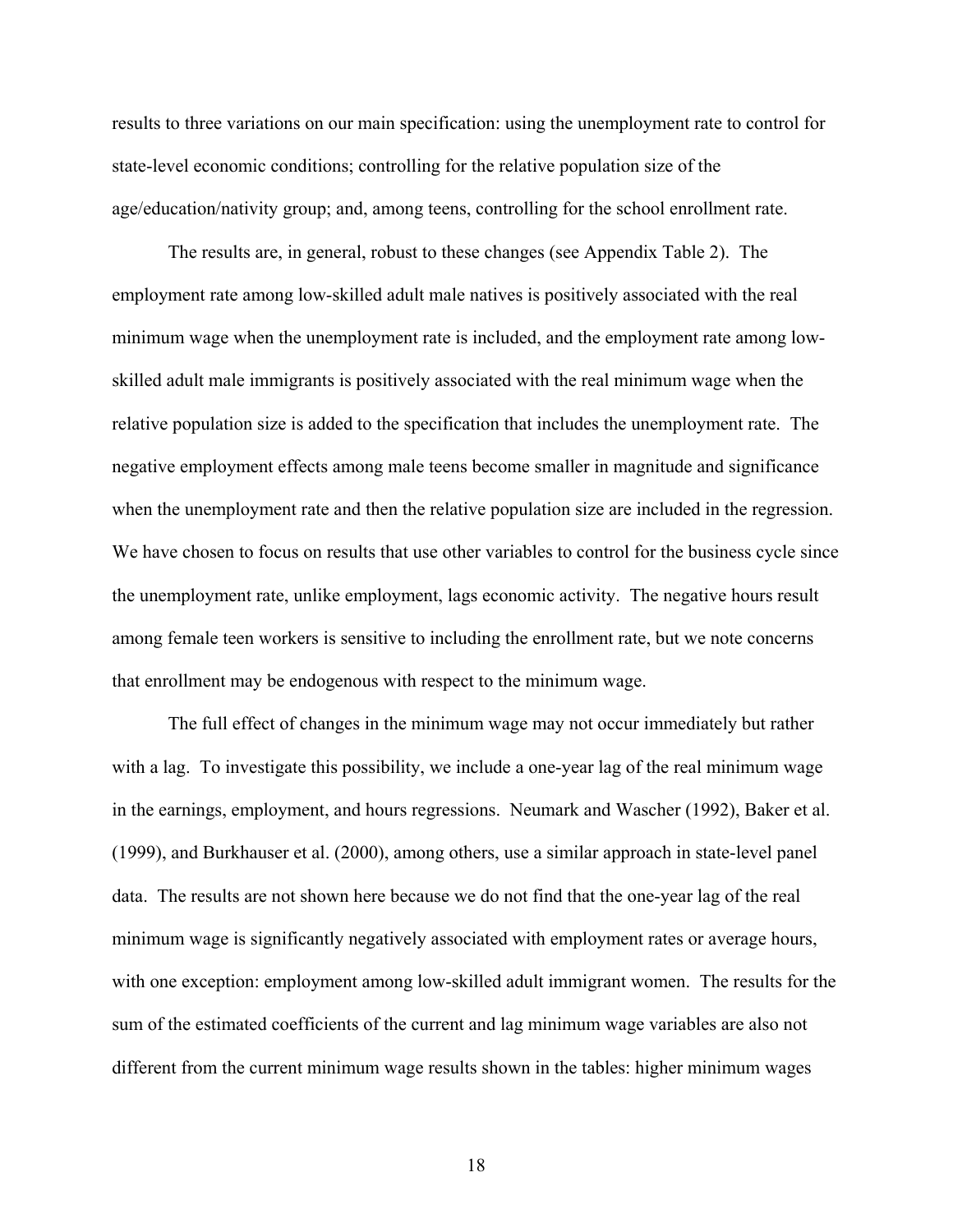results to three variations on our main specification: using the unemployment rate to control for state-level economic conditions; controlling for the relative population size of the age/education/nativity group; and, among teens, controlling for the school enrollment rate.

The results are, in general, robust to these changes (see Appendix Table 2). The employment rate among low-skilled adult male natives is positively associated with the real minimum wage when the unemployment rate is included, and the employment rate among low-skilled adult male immigrants is positively associated with the real minimum wage when the relative population size is added to the specification that includes the unemployment rate. The negative employment effects among male teens become smaller in magnitude and significance when the unemployment rate and then the relative population size are included in the regression. We have chosen to focus on results that use other variables to control for the business cycle since the unemployment rate, unlike employment, lags economic activity. The negative hours result among female teen workers is sensitive to including the enrollment rate, but we note concerns that enrollment may be endogenous with respect to the minimum wage.

The full effect of changes in the minimum wage may not occur immediately but rather with a lag. To investigate this possibility, we include a one-year lag of the real minimum wage in the earnings, employment, and hours regressions. Neumark and Wascher (1992), Baker et al. (1999), and Burkhauser et al. (2000), among others, use a similar approach in state-level panel data. The results are not shown here because we do not find that the one-year lag of the real minimum wage is significantly negatively associated with employment rates or average hours, with one exception: employment among low-skilled adult immigrant women. The results for the sum of the estimated coefficients of the current and lag minimum wage variables are also not different from the current minimum wage results shown in the tables: higher minimum wages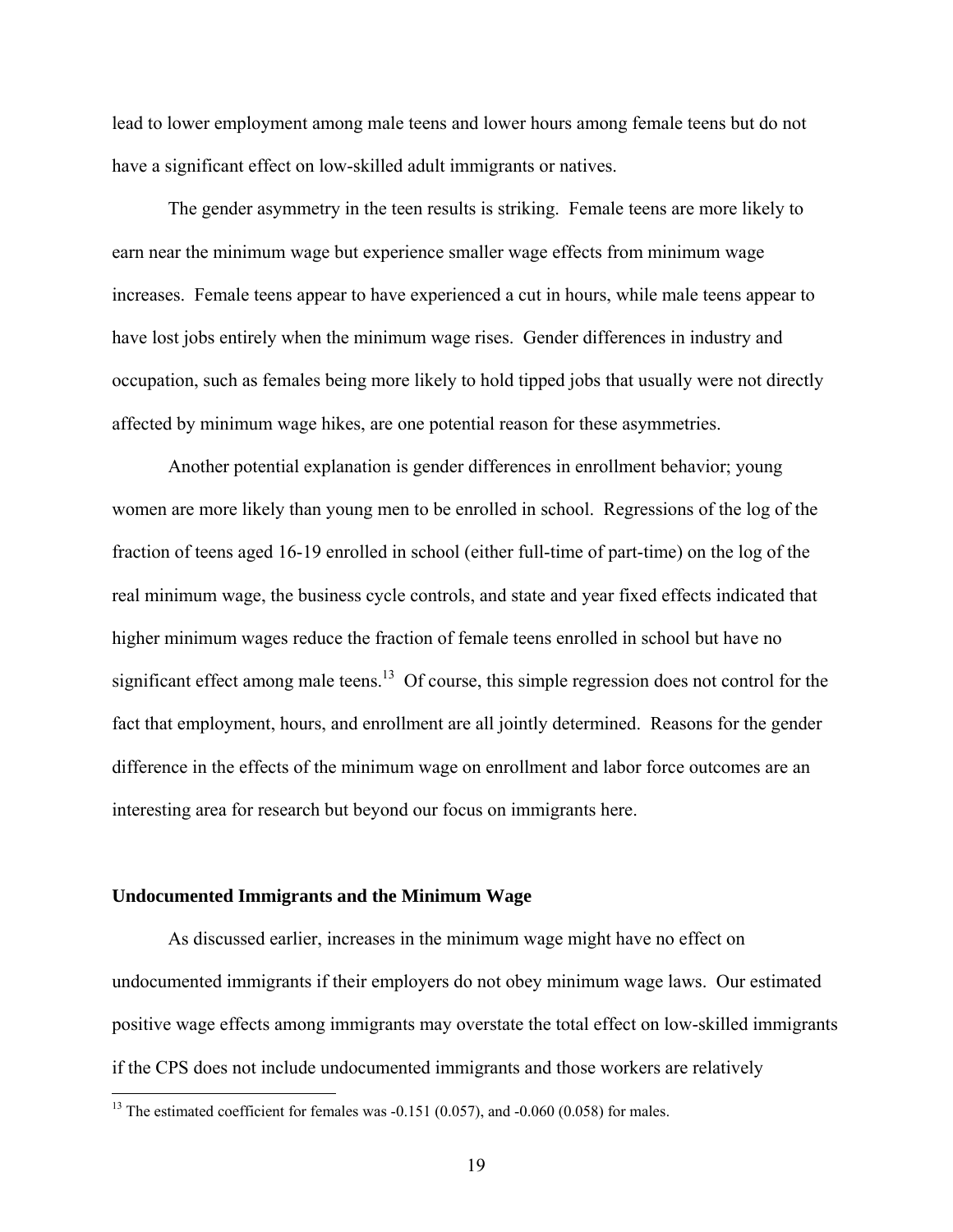lead to lower employment among male teens and lower hours among female teens but do not have a significant effect on low-skilled adult immigrants or natives.

The gender asymmetry in the teen results is striking. Female teens are more likely to earn near the minimum wage but experience smaller wage effects from minimum wage increases. Female teens appear to have experienced a cut in hours, while male teens appear to have lost jobs entirely when the minimum wage rises. Gender differences in industry and occupation, such as females being more likely to hold tipped jobs that usually were not directly affected by minimum wage hikes, are one potential reason for these asymmetries.

Another potential explanation is gender differences in enrollment behavior; young women are more likely than young men to be enrolled in school. Regressions of the log of the fraction of teens aged 16-19 enrolled in school (either full-time of part-time) on the log of the real minimum wage, the business cycle controls, and state and year fixed effects indicated that higher minimum wages reduce the fraction of female teens enrolled in school but have no significant effect among male teens.[13] Of course, this simple regression does not control for the fact that employment, hours, and enrollment are all jointly determined. Reasons for the gender difference in the effects of the minimum wage on enrollment and labor force outcomes are an interesting area for research but beyond our focus on immigrants here.

### Undocumented Immigrants and the Minimum Wage

As discussed earlier, increases in the minimum wage might have no effect on undocumented immigrants if their employers do not obey minimum wage laws. Our estimated positive wage effects among immigrants may overstate the total effect on low-skilled immigrants if the CPS does not include undocumented immigrants and those workers are relatively

[13] The estimated coefficient for females was -0.151 (0.057), and -0.060 (0.058) for males.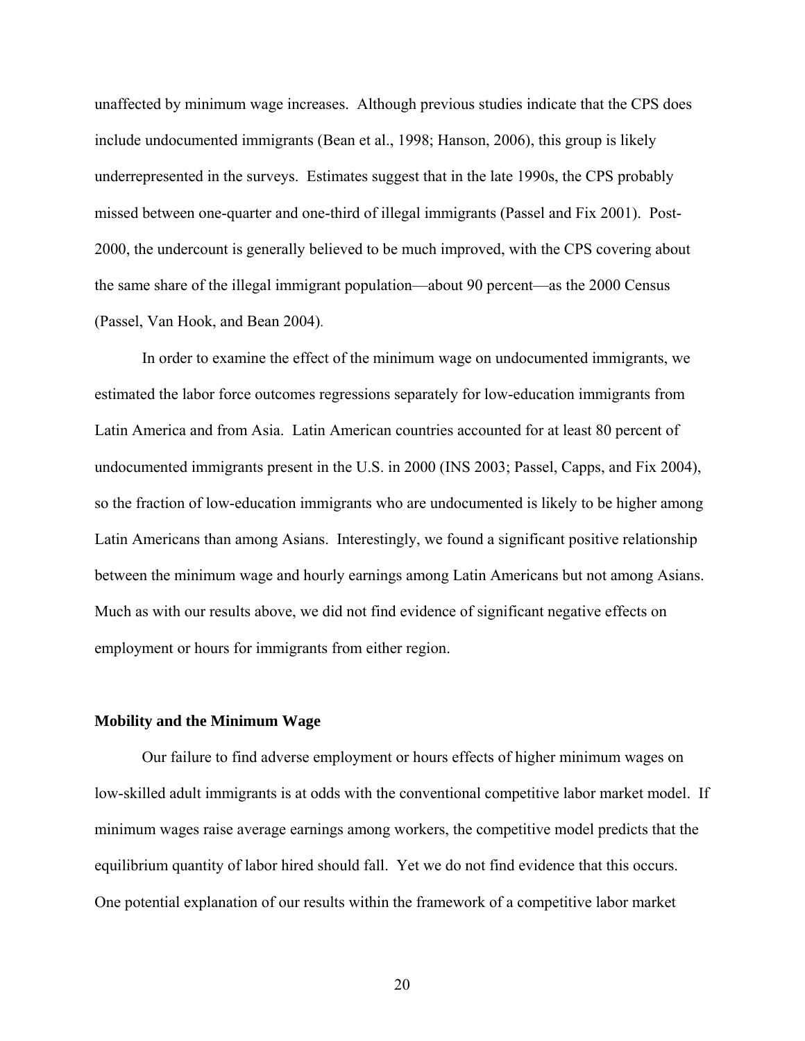unaffected by minimum wage increases. Although previous studies indicate that the CPS does include undocumented immigrants (Bean et al., 1998; Hanson, 2006), this group is likely underrepresented in the surveys. Estimates suggest that in the late 1990s, the CPS probably missed between one-quarter and one-third of illegal immigrants (Passel and Fix 2001). Post-2000, the undercount is generally believed to be much improved, with the CPS covering about the same share of the illegal immigrant population—about 90 percent—as the 2000 Census (Passel, Van Hook, and Bean 2004).

In order to examine the effect of the minimum wage on undocumented immigrants, we estimated the labor force outcomes regressions separately for low-education immigrants from Latin America and from Asia. Latin American countries accounted for at least 80 percent of undocumented immigrants present in the U.S. in 2000 (INS 2003; Passel, Capps, and Fix 2004), so the fraction of low-education immigrants who are undocumented is likely to be higher among Latin Americans than among Asians. Interestingly, we found a significant positive relationship between the minimum wage and hourly earnings among Latin Americans but not among Asians. Much as with our results above, we did not find evidence of significant negative effects on employment or hours for immigrants from either region.

**Mobility and the Minimum Wage**

Our failure to find adverse employment or hours effects of higher minimum wages on low-skilled adult immigrants is at odds with the conventional competitive labor market model. If minimum wages raise average earnings among workers, the competitive model predicts that the equilibrium quantity of labor hired should fall. Yet we do not find evidence that this occurs. One potential explanation of our results within the framework of a competitive labor market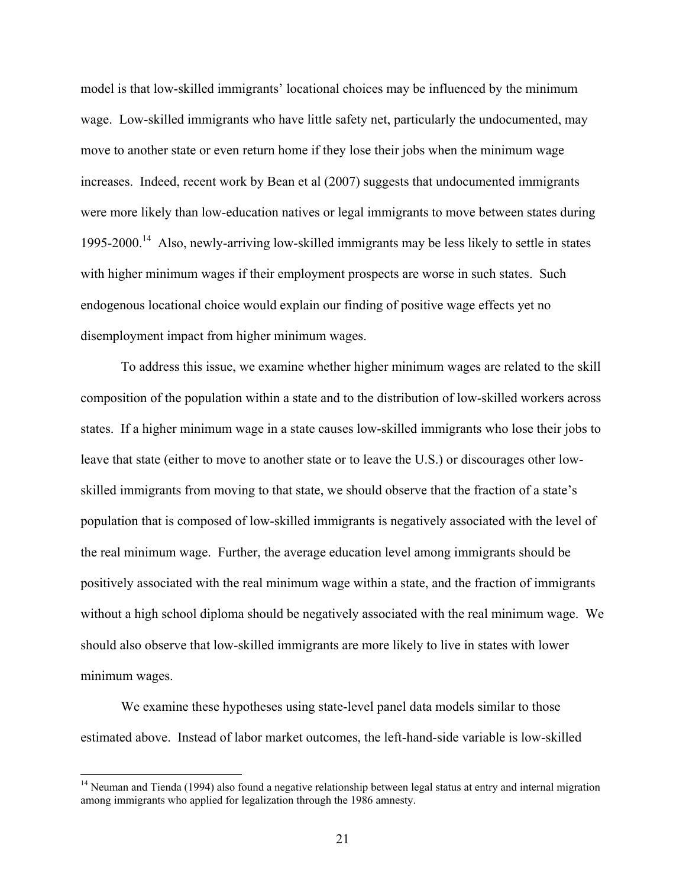model is that low-skilled immigrants' locational choices may be influenced by the minimum wage. Low-skilled immigrants who have little safety net, particularly the undocumented, may move to another state or even return home if they lose their jobs when the minimum wage increases. Indeed, recent work by Bean et al (2007) suggests that undocumented immigrants were more likely than low-education natives or legal immigrants to move between states during 1995-2000.[14] Also, newly-arriving low-skilled immigrants may be less likely to settle in states with higher minimum wages if their employment prospects are worse in such states. Such endogenous locational choice would explain our finding of positive wage effects yet no disemployment impact from higher minimum wages.

To address this issue, we examine whether higher minimum wages are related to the skill composition of the population within a state and to the distribution of low-skilled workers across states. If a higher minimum wage in a state causes low-skilled immigrants who lose their jobs to leave that state (either to move to another state or to leave the U.S.) or discourages other low-skilled immigrants from moving to that state, we should observe that the fraction of a state's population that is composed of low-skilled immigrants is negatively associated with the level of the real minimum wage. Further, the average education level among immigrants should be positively associated with the real minimum wage within a state, and the fraction of immigrants without a high school diploma should be negatively associated with the real minimum wage. We should also observe that low-skilled immigrants are more likely to live in states with lower minimum wages.

We examine these hypotheses using state-level panel data models similar to those estimated above. Instead of labor market outcomes, the left-hand-side variable is low-skilled

[14] Neuman and Tienda (1994) also found a negative relationship between legal status at entry and internal migration among immigrants who applied for legalization through the 1986 amnesty.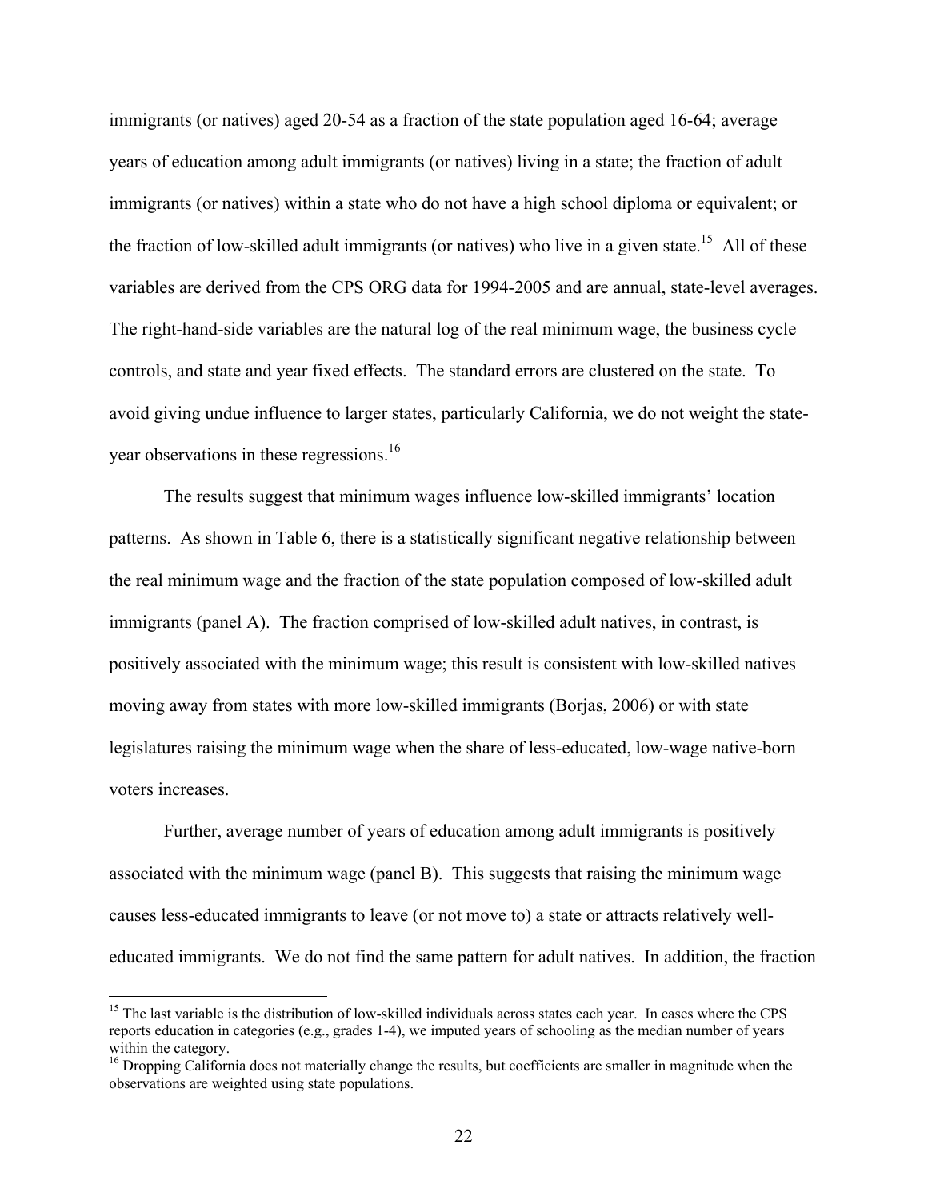immigrants (or natives) aged 20-54 as a fraction of the state population aged 16-64; average years of education among adult immigrants (or natives) living in a state; the fraction of adult immigrants (or natives) within a state who do not have a high school diploma or equivalent; or the fraction of low-skilled adult immigrants (or natives) who live in a given state.[15] All of these variables are derived from the CPS ORG data for 1994-2005 and are annual, state-level averages. The right-hand-side variables are the natural log of the real minimum wage, the business cycle controls, and state and year fixed effects. The standard errors are clustered on the state. To avoid giving undue influence to larger states, particularly California, we do not weight the state-year observations in these regressions.[16]

The results suggest that minimum wages influence low-skilled immigrants' location patterns. As shown in Table 6, there is a statistically significant negative relationship between the real minimum wage and the fraction of the state population composed of low-skilled adult immigrants (panel A). The fraction comprised of low-skilled adult natives, in contrast, is positively associated with the minimum wage; this result is consistent with low-skilled natives moving away from states with more low-skilled immigrants (Borjas, 2006) or with state legislatures raising the minimum wage when the share of less-educated, low-wage native-born voters increases.

Further, average number of years of education among adult immigrants is positively associated with the minimum wage (panel B). This suggests that raising the minimum wage causes less-educated immigrants to leave (or not move to) a state or attracts relatively well-educated immigrants. We do not find the same pattern for adult natives. In addition, the fraction

---

[15] The last variable is the distribution of low-skilled individuals across states each year. In cases where the CPS reports education in categories (e.g., grades 1-4), we imputed years of schooling as the median number of years within the category.

[16] Dropping California does not materially change the results, but coefficients are smaller in magnitude when the observations are weighted using state populations.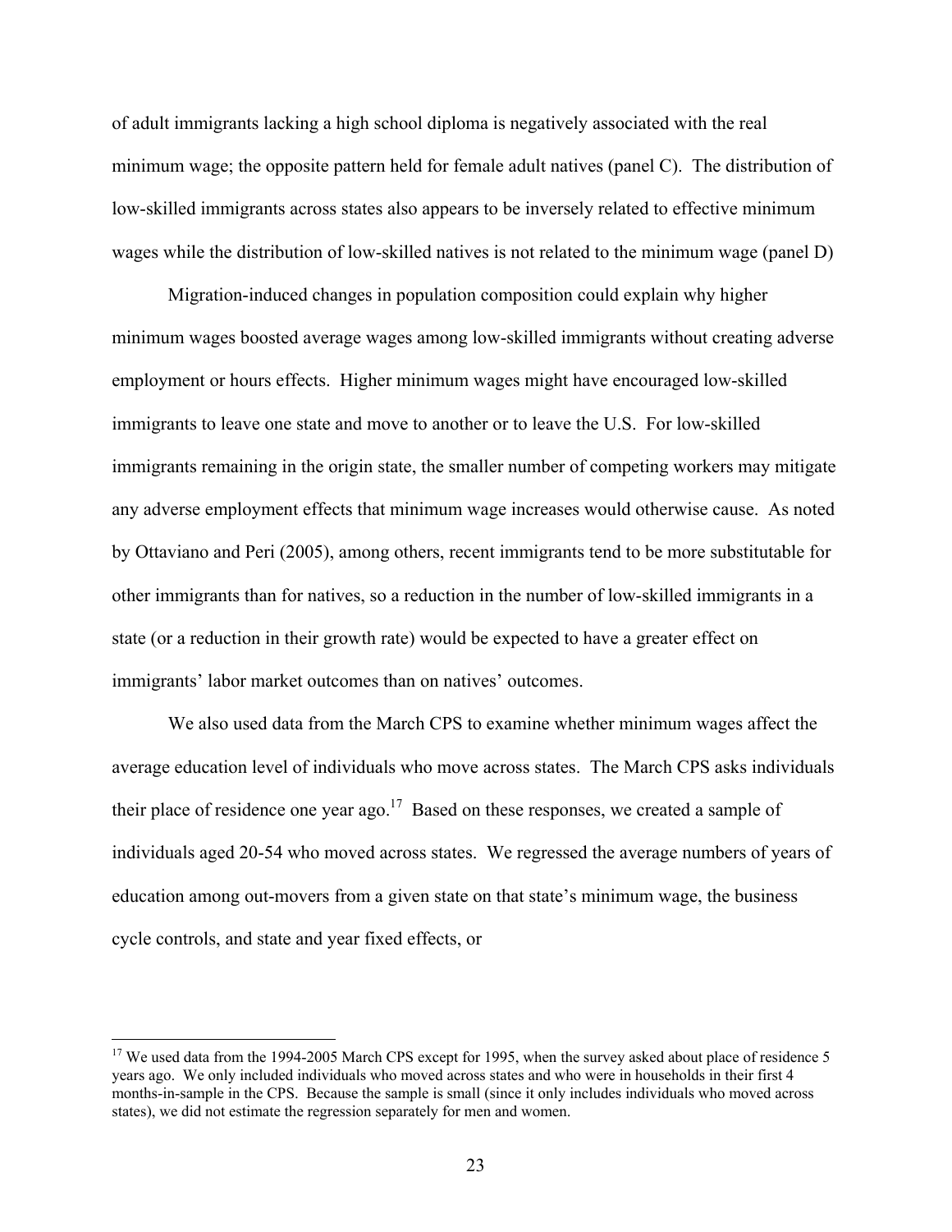of adult immigrants lacking a high school diploma is negatively associated with the real minimum wage; the opposite pattern held for female adult natives (panel C). The distribution of low-skilled immigrants across states also appears to be inversely related to effective minimum wages while the distribution of low-skilled natives is not related to the minimum wage (panel D)

Migration-induced changes in population composition could explain why higher minimum wages boosted average wages among low-skilled immigrants without creating adverse employment or hours effects. Higher minimum wages might have encouraged low-skilled immigrants to leave one state and move to another or to leave the U.S. For low-skilled immigrants remaining in the origin state, the smaller number of competing workers may mitigate any adverse employment effects that minimum wage increases would otherwise cause. As noted by Ottaviano and Peri (2005), among others, recent immigrants tend to be more substitutable for other immigrants than for natives, so a reduction in the number of low-skilled immigrants in a state (or a reduction in their growth rate) would be expected to have a greater effect on immigrants' labor market outcomes than on natives' outcomes.

We also used data from the March CPS to examine whether minimum wages affect the average education level of individuals who move across states. The March CPS asks individuals their place of residence one year ago.[17] Based on these responses, we created a sample of individuals aged 20-54 who moved across states. We regressed the average numbers of years of education among out-movers from a given state on that state's minimum wage, the business cycle controls, and state and year fixed effects, or

---

[17] We used data from the 1994-2005 March CPS except for 1995, when the survey asked about place of residence 5 years ago. We only included individuals who moved across states and who were in households in their first 4 months-in-sample in the CPS. Because the sample is small (since it only includes individuals who moved across states), we did not estimate the regression separately for men and women.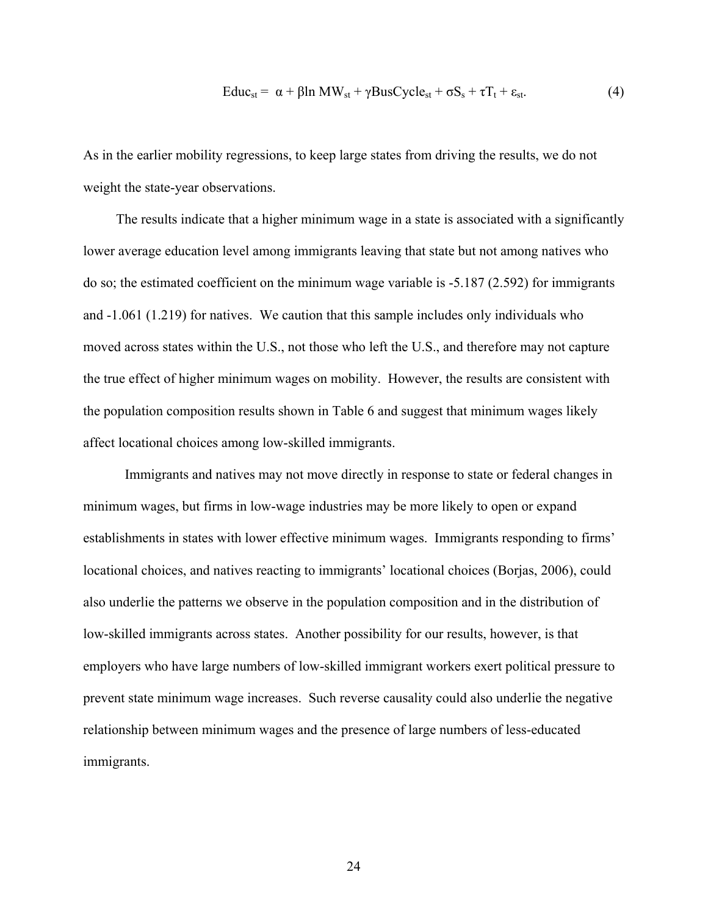$$\text{Educ}_{st} = \alpha + \beta \ln \text{MW}_{st} + \gamma \text{BusCycle}_{st} + \sigma S_s + \tau T_t + \varepsilon_{st}. \qquad (4)$$

As in the earlier mobility regressions, to keep large states from driving the results, we do not weight the state-year observations.

The results indicate that a higher minimum wage in a state is associated with a significantly lower average education level among immigrants leaving that state but not among natives who do so; the estimated coefficient on the minimum wage variable is -5.187 (2.592) for immigrants and -1.061 (1.219) for natives. We caution that this sample includes only individuals who moved across states within the U.S., not those who left the U.S., and therefore may not capture the true effect of higher minimum wages on mobility. However, the results are consistent with the population composition results shown in Table 6 and suggest that minimum wages likely affect locational choices among low-skilled immigrants.

Immigrants and natives may not move directly in response to state or federal changes in minimum wages, but firms in low-wage industries may be more likely to open or expand establishments in states with lower effective minimum wages. Immigrants responding to firms' locational choices, and natives reacting to immigrants' locational choices (Borjas, 2006), could also underlie the patterns we observe in the population composition and in the distribution of low-skilled immigrants across states. Another possibility for our results, however, is that employers who have large numbers of low-skilled immigrant workers exert political pressure to prevent state minimum wage increases. Such reverse causality could also underlie the negative relationship between minimum wages and the presence of large numbers of less-educated immigrants.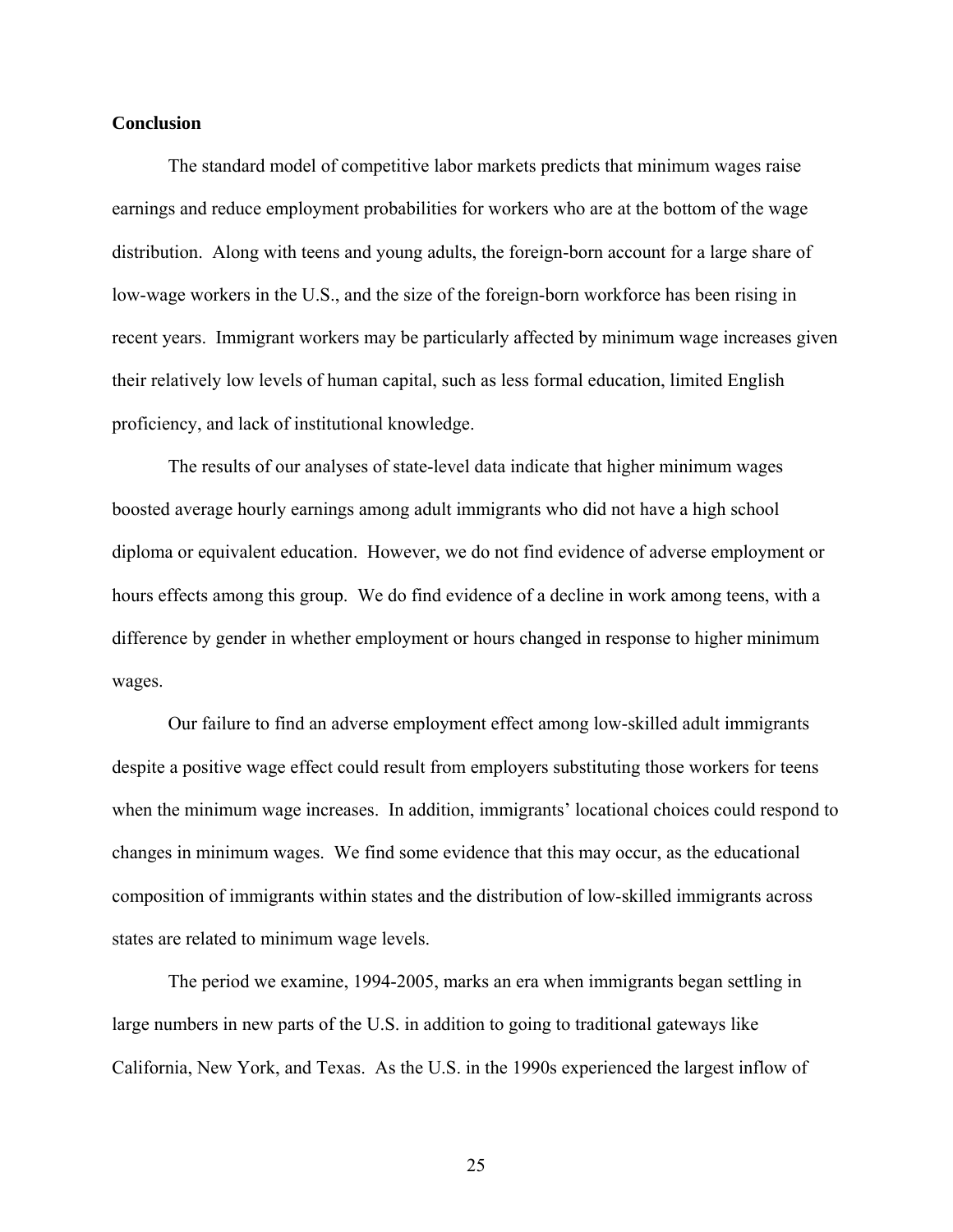## Conclusion

The standard model of competitive labor markets predicts that minimum wages raise earnings and reduce employment probabilities for workers who are at the bottom of the wage distribution. Along with teens and young adults, the foreign-born account for a large share of low-wage workers in the U.S., and the size of the foreign-born workforce has been rising in recent years. Immigrant workers may be particularly affected by minimum wage increases given their relatively low levels of human capital, such as less formal education, limited English proficiency, and lack of institutional knowledge.

The results of our analyses of state-level data indicate that higher minimum wages boosted average hourly earnings among adult immigrants who did not have a high school diploma or equivalent education. However, we do not find evidence of adverse employment or hours effects among this group. We do find evidence of a decline in work among teens, with a difference by gender in whether employment or hours changed in response to higher minimum wages.

Our failure to find an adverse employment effect among low-skilled adult immigrants despite a positive wage effect could result from employers substituting those workers for teens when the minimum wage increases. In addition, immigrants' locational choices could respond to changes in minimum wages. We find some evidence that this may occur, as the educational composition of immigrants within states and the distribution of low-skilled immigrants across states are related to minimum wage levels.

The period we examine, 1994-2005, marks an era when immigrants began settling in large numbers in new parts of the U.S. in addition to going to traditional gateways like California, New York, and Texas. As the U.S. in the 1990s experienced the largest inflow of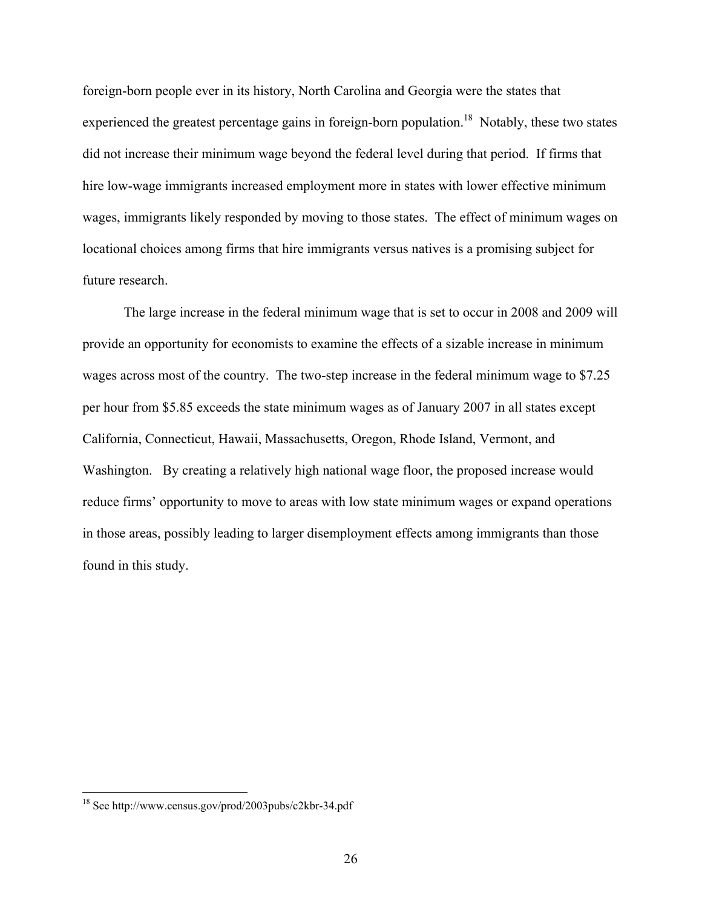foreign-born people ever in its history, North Carolina and Georgia were the states that experienced the greatest percentage gains in foreign-born population.[18] Notably, these two states did not increase their minimum wage beyond the federal level during that period. If firms that hire low-wage immigrants increased employment more in states with lower effective minimum wages, immigrants likely responded by moving to those states. The effect of minimum wages on locational choices among firms that hire immigrants versus natives is a promising subject for future research.

The large increase in the federal minimum wage that is set to occur in 2008 and 2009 will provide an opportunity for economists to examine the effects of a sizable increase in minimum wages across most of the country. The two-step increase in the federal minimum wage to $7.25 per hour from $5.85 exceeds the state minimum wages as of January 2007 in all states except California, Connecticut, Hawaii, Massachusetts, Oregon, Rhode Island, Vermont, and Washington. By creating a relatively high national wage floor, the proposed increase would reduce firms' opportunity to move to areas with low state minimum wages or expand operations in those areas, possibly leading to larger disemployment effects among immigrants than those found in this study.

[18] See http://www.census.gov/prod/2003pubs/c2kbr-34.pdf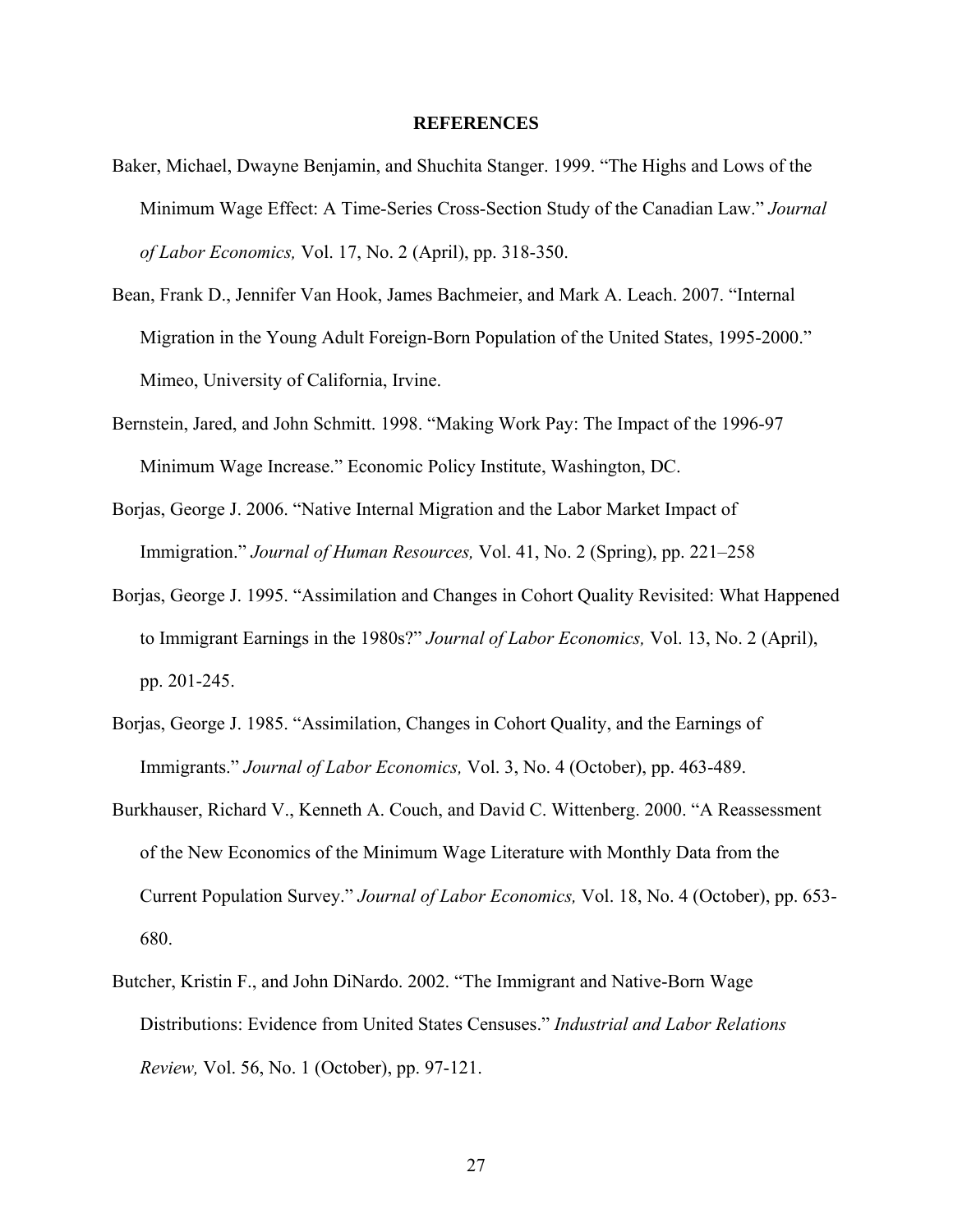## REFERENCES

Baker, Michael, Dwayne Benjamin, and Shuchita Stanger. 1999. "The Highs and Lows of the Minimum Wage Effect: A Time-Series Cross-Section Study of the Canadian Law." *Journal of Labor Economics,* Vol. 17, No. 2 (April), pp. 318-350.

Bean, Frank D., Jennifer Van Hook, James Bachmeier, and Mark A. Leach. 2007. "Internal Migration in the Young Adult Foreign-Born Population of the United States, 1995-2000." Mimeo, University of California, Irvine.

Bernstein, Jared, and John Schmitt. 1998. "Making Work Pay: The Impact of the 1996-97 Minimum Wage Increase." Economic Policy Institute, Washington, DC.

Borjas, George J. 2006. "Native Internal Migration and the Labor Market Impact of Immigration." *Journal of Human Resources,* Vol. 41, No. 2 (Spring), pp. 221–258

Borjas, George J. 1995. "Assimilation and Changes in Cohort Quality Revisited: What Happened to Immigrant Earnings in the 1980s?" *Journal of Labor Economics,* Vol. 13, No. 2 (April), pp. 201-245.

Borjas, George J. 1985. "Assimilation, Changes in Cohort Quality, and the Earnings of Immigrants." *Journal of Labor Economics,* Vol. 3, No. 4 (October), pp. 463-489.

Burkhauser, Richard V., Kenneth A. Couch, and David C. Wittenberg. 2000. "A Reassessment of the New Economics of the Minimum Wage Literature with Monthly Data from the Current Population Survey." *Journal of Labor Economics,* Vol. 18, No. 4 (October), pp. 653-680.

Butcher, Kristin F., and John DiNardo. 2002. "The Immigrant and Native-Born Wage Distributions: Evidence from United States Censuses." *Industrial and Labor Relations Review,* Vol. 56, No. 1 (October), pp. 97-121.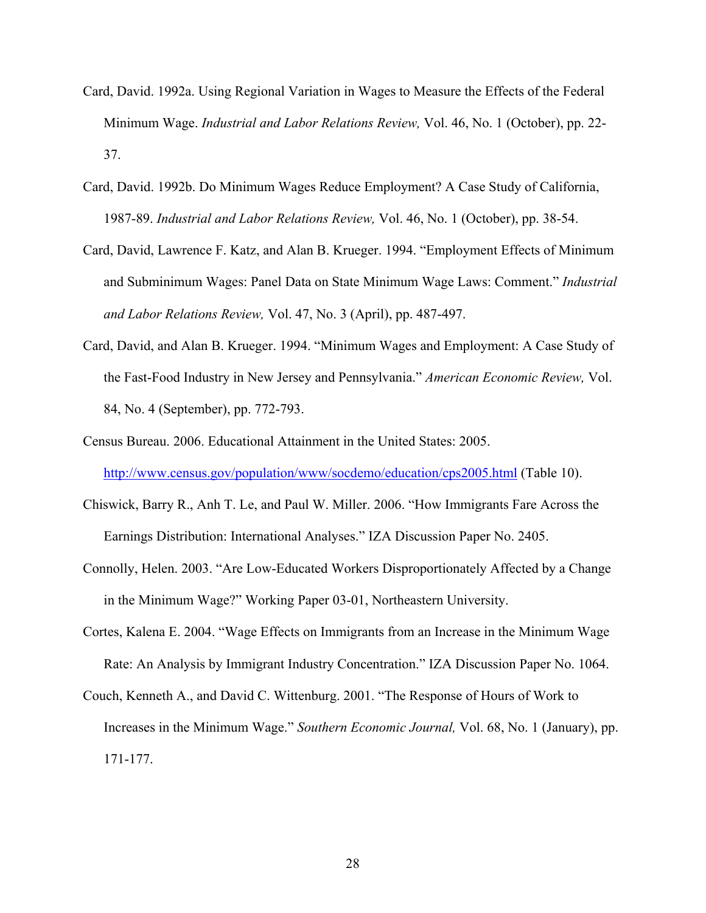Card, David. 1992a. Using Regional Variation in Wages to Measure the Effects of the Federal Minimum Wage. *Industrial and Labor Relations Review,* Vol. 46, No. 1 (October), pp. 22-37.

Card, David. 1992b. Do Minimum Wages Reduce Employment? A Case Study of California, 1987-89. *Industrial and Labor Relations Review,* Vol. 46, No. 1 (October), pp. 38-54.

Card, David, Lawrence F. Katz, and Alan B. Krueger. 1994. "Employment Effects of Minimum and Subminimum Wages: Panel Data on State Minimum Wage Laws: Comment." *Industrial and Labor Relations Review,* Vol. 47, No. 3 (April), pp. 487-497.

Card, David, and Alan B. Krueger. 1994. "Minimum Wages and Employment: A Case Study of the Fast-Food Industry in New Jersey and Pennsylvania." *American Economic Review,* Vol. 84, No. 4 (September), pp. 772-793.

Census Bureau. 2006. Educational Attainment in the United States: 2005. http://www.census.gov/population/www/socdemo/education/cps2005.html (Table 10).

Chiswick, Barry R., Anh T. Le, and Paul W. Miller. 2006. "How Immigrants Fare Across the Earnings Distribution: International Analyses." IZA Discussion Paper No. 2405.

Connolly, Helen. 2003. "Are Low-Educated Workers Disproportionately Affected by a Change in the Minimum Wage?" Working Paper 03-01, Northeastern University.

Cortes, Kalena E. 2004. "Wage Effects on Immigrants from an Increase in the Minimum Wage Rate: An Analysis by Immigrant Industry Concentration." IZA Discussion Paper No. 1064.

Couch, Kenneth A., and David C. Wittenburg. 2001. "The Response of Hours of Work to Increases in the Minimum Wage." *Southern Economic Journal,* Vol. 68, No. 1 (January), pp. 171-177.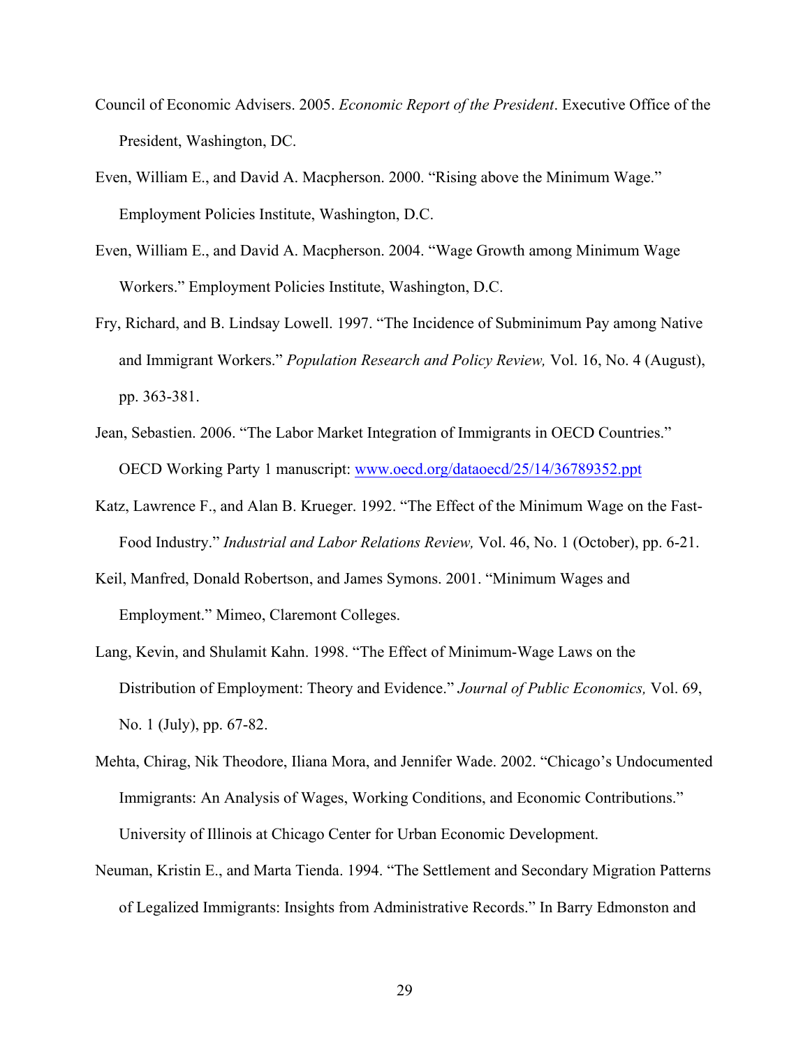Council of Economic Advisers. 2005. *Economic Report of the President*. Executive Office of the President, Washington, DC.

Even, William E., and David A. Macpherson. 2000. "Rising above the Minimum Wage." Employment Policies Institute, Washington, D.C.

Even, William E., and David A. Macpherson. 2004. "Wage Growth among Minimum Wage Workers." Employment Policies Institute, Washington, D.C.

Fry, Richard, and B. Lindsay Lowell. 1997. "The Incidence of Subminimum Pay among Native and Immigrant Workers." *Population Research and Policy Review,* Vol. 16, No. 4 (August), pp. 363-381.

Jean, Sebastien. 2006. "The Labor Market Integration of Immigrants in OECD Countries." OECD Working Party 1 manuscript: www.oecd.org/dataoecd/25/14/36789352.ppt

Katz, Lawrence F., and Alan B. Krueger. 1992. "The Effect of the Minimum Wage on the Fast-Food Industry." *Industrial and Labor Relations Review,* Vol. 46, No. 1 (October), pp. 6-21.

Keil, Manfred, Donald Robertson, and James Symons. 2001. "Minimum Wages and Employment." Mimeo, Claremont Colleges.

Lang, Kevin, and Shulamit Kahn. 1998. "The Effect of Minimum-Wage Laws on the Distribution of Employment: Theory and Evidence." *Journal of Public Economics,* Vol. 69, No. 1 (July), pp. 67-82.

Mehta, Chirag, Nik Theodore, Iliana Mora, and Jennifer Wade. 2002. "Chicago's Undocumented Immigrants: An Analysis of Wages, Working Conditions, and Economic Contributions." University of Illinois at Chicago Center for Urban Economic Development.

Neuman, Kristin E., and Marta Tienda. 1994. "The Settlement and Secondary Migration Patterns of Legalized Immigrants: Insights from Administrative Records." In Barry Edmonston and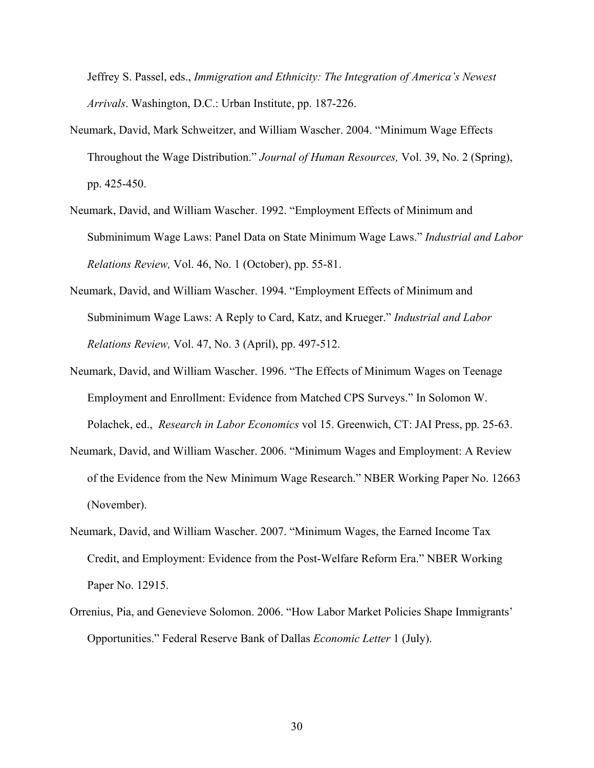Jeffrey S. Passel, eds., *Immigration and Ethnicity: The Integration of America's Newest Arrivals*. Washington, D.C.: Urban Institute, pp. 187-226.

Neumark, David, Mark Schweitzer, and William Wascher. 2004. "Minimum Wage Effects Throughout the Wage Distribution." *Journal of Human Resources,* Vol. 39, No. 2 (Spring), pp. 425-450.

Neumark, David, and William Wascher. 1992. "Employment Effects of Minimum and Subminimum Wage Laws: Panel Data on State Minimum Wage Laws." *Industrial and Labor Relations Review,* Vol. 46, No. 1 (October), pp. 55-81.

Neumark, David, and William Wascher. 1994. "Employment Effects of Minimum and Subminimum Wage Laws: A Reply to Card, Katz, and Krueger." *Industrial and Labor Relations Review,* Vol. 47, No. 3 (April), pp. 497-512.

Neumark, David, and William Wascher. 1996. "The Effects of Minimum Wages on Teenage Employment and Enrollment: Evidence from Matched CPS Surveys." In Solomon W. Polachek, ed., *Research in Labor Economics* vol 15. Greenwich, CT: JAI Press, pp. 25-63.

Neumark, David, and William Wascher. 2006. "Minimum Wages and Employment: A Review of the Evidence from the New Minimum Wage Research." NBER Working Paper No. 12663 (November).

Neumark, David, and William Wascher. 2007. "Minimum Wages, the Earned Income Tax Credit, and Employment: Evidence from the Post-Welfare Reform Era." NBER Working Paper No. 12915.

Orrenius, Pia, and Genevieve Solomon. 2006. "How Labor Market Policies Shape Immigrants' Opportunities." Federal Reserve Bank of Dallas *Economic Letter* 1 (July).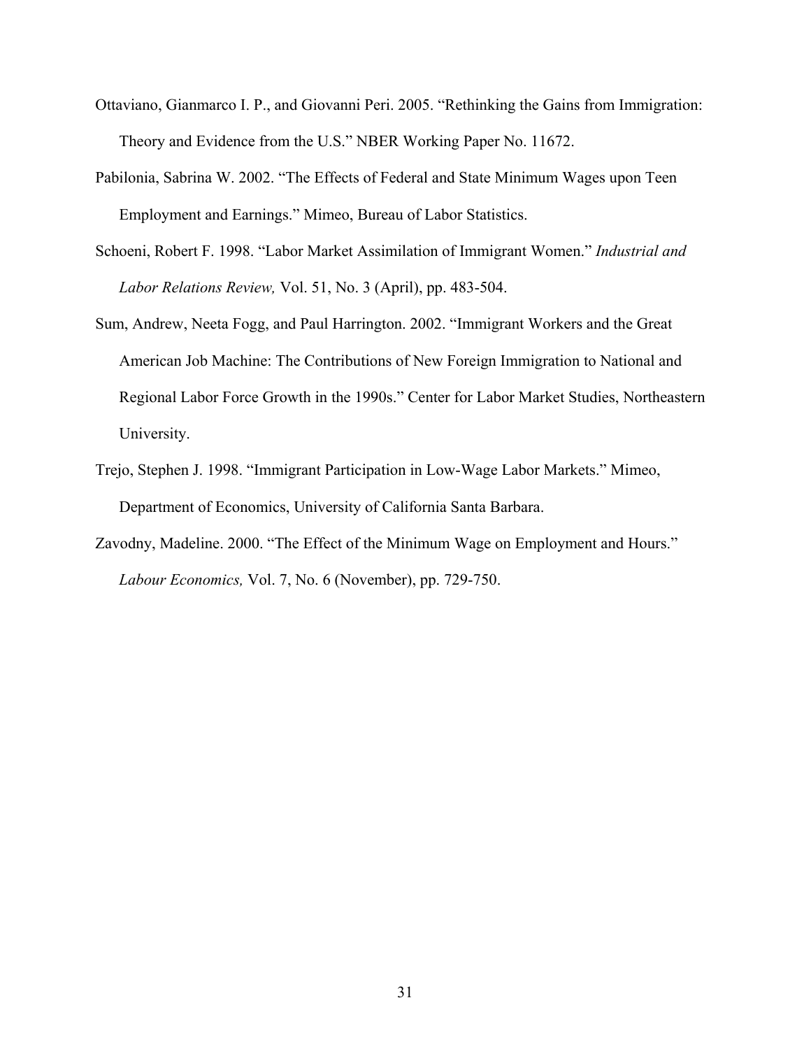Ottaviano, Gianmarco I. P., and Giovanni Peri. 2005. "Rethinking the Gains from Immigration: Theory and Evidence from the U.S." NBER Working Paper No. 11672.

Pabilonia, Sabrina W. 2002. "The Effects of Federal and State Minimum Wages upon Teen Employment and Earnings." Mimeo, Bureau of Labor Statistics.

Schoeni, Robert F. 1998. "Labor Market Assimilation of Immigrant Women." *Industrial and Labor Relations Review,* Vol. 51, No. 3 (April), pp. 483-504.

Sum, Andrew, Neeta Fogg, and Paul Harrington. 2002. "Immigrant Workers and the Great American Job Machine: The Contributions of New Foreign Immigration to National and Regional Labor Force Growth in the 1990s." Center for Labor Market Studies, Northeastern University.

Trejo, Stephen J. 1998. "Immigrant Participation in Low-Wage Labor Markets." Mimeo, Department of Economics, University of California Santa Barbara.

Zavodny, Madeline. 2000. "The Effect of the Minimum Wage on Employment and Hours." *Labour Economics,* Vol. 7, No. 6 (November), pp. 729-750.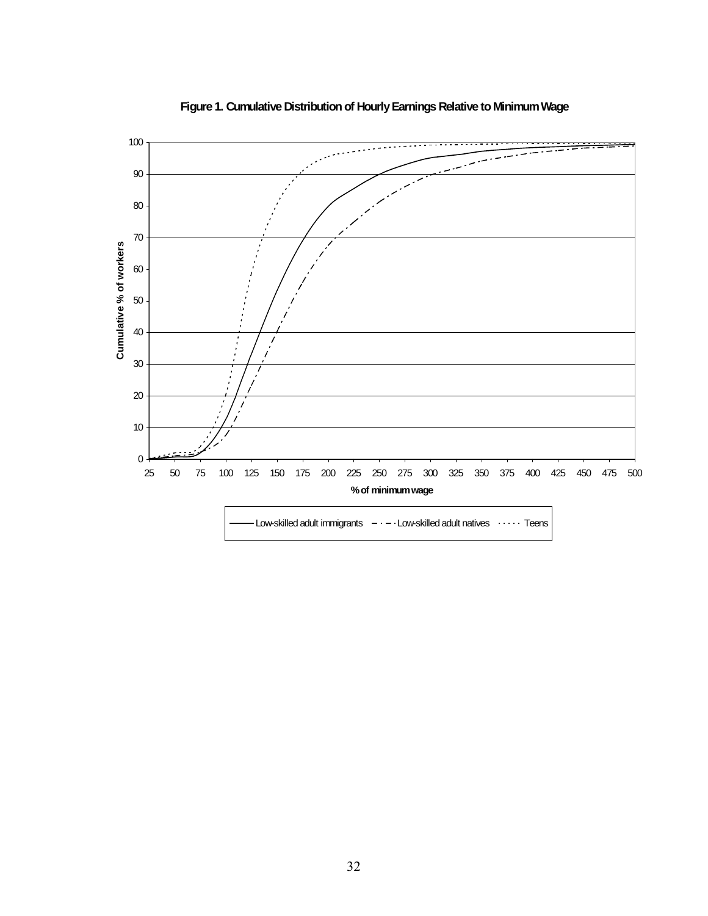**Figure 1. Cumulative Distribution of Hourly Earnings Relative to Minimum Wage**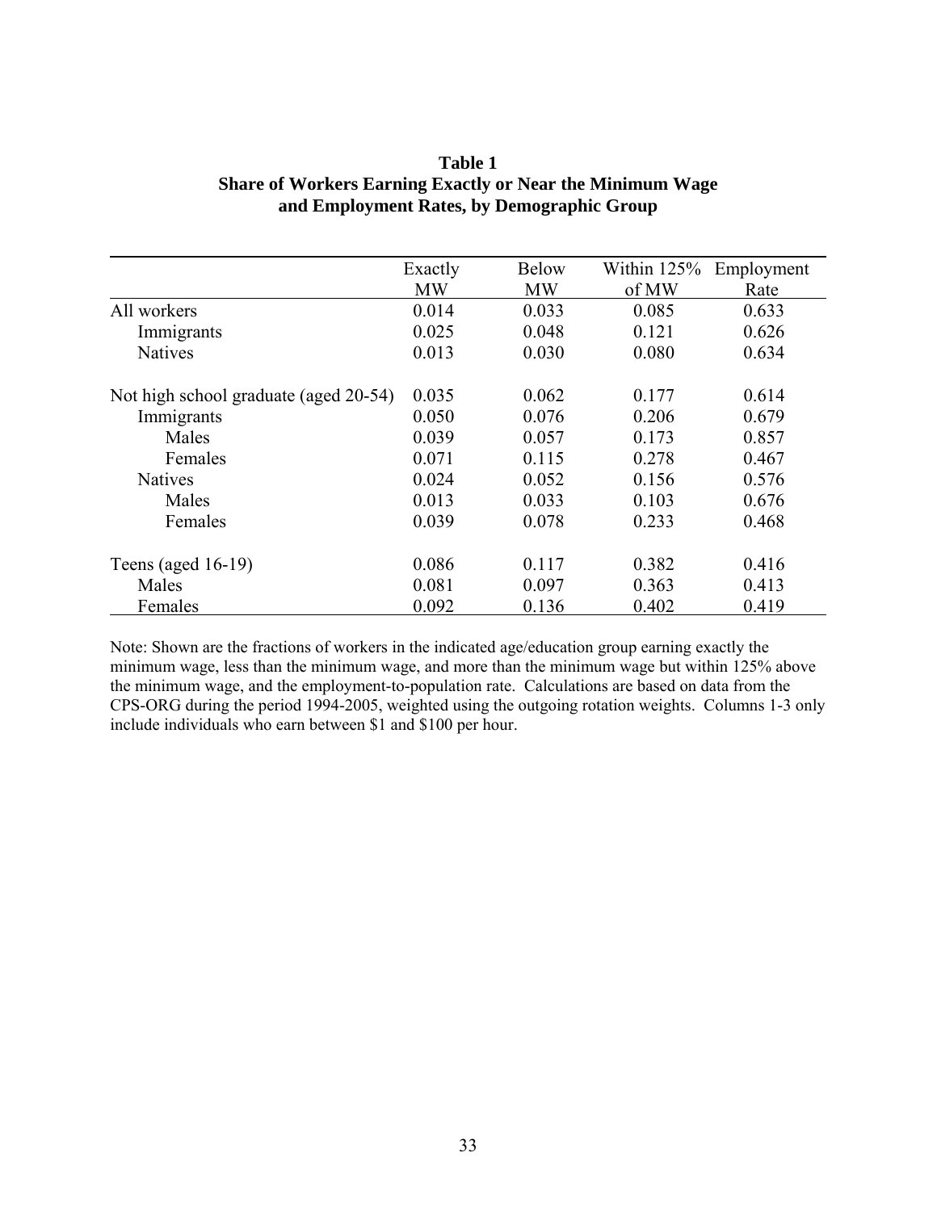**Table 1**
**Share of Workers Earning Exactly or Near the Minimum Wage and Employment Rates, by Demographic Group**

| | Exactly MW | Below MW | Within 125% of MW | Employment Rate |
|---|---|---|---|---|
| All workers | 0.014 | 0.033 | 0.085 | 0.633 |
| Immigrants | 0.025 | 0.048 | 0.121 | 0.626 |
| Natives | 0.013 | 0.030 | 0.080 | 0.634 |
| | | | | |
| Not high school graduate (aged 20-54) | 0.035 | 0.062 | 0.177 | 0.614 |
| Immigrants | 0.050 | 0.076 | 0.206 | 0.679 |
| Males | 0.039 | 0.057 | 0.173 | 0.857 |
| Females | 0.071 | 0.115 | 0.278 | 0.467 |
| Natives | 0.024 | 0.052 | 0.156 | 0.576 |
| Males | 0.013 | 0.033 | 0.103 | 0.676 |
| Females | 0.039 | 0.078 | 0.233 | 0.468 |
| | | | | |
| Teens (aged 16-19) | 0.086 | 0.117 | 0.382 | 0.416 |
| Males | 0.081 | 0.097 | 0.363 | 0.413 |
| Females | 0.092 | 0.136 | 0.402 | 0.419 |

Note: Shown are the fractions of workers in the indicated age/education group earning exactly the minimum wage, less than the minimum wage, and more than the minimum wage but within 125% above the minimum wage, and the employment-to-population rate. Calculations are based on data from the CPS-ORG during the period 1994-2005, weighted using the outgoing rotation weights. Columns 1-3 only include individuals who earn between \$1 and \$100 per hour.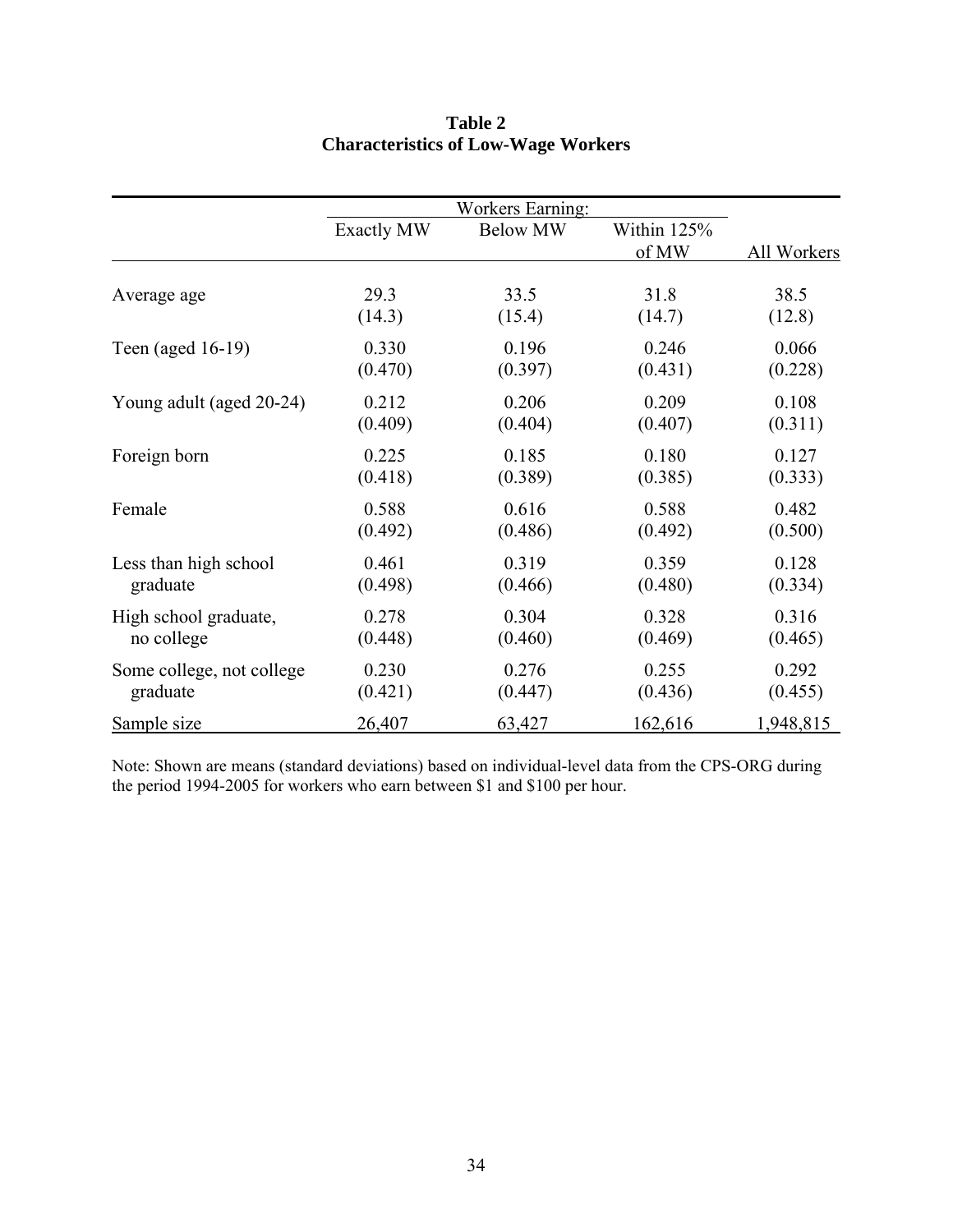**Table 2**
**Characteristics of Low-Wage Workers**

| | Workers Earning: | | | |
|---|---|---|---|---|
| | Exactly MW | Below MW | Within 125% of MW | All Workers |
| Average age | 29.3 | 33.5 | 31.8 | 38.5 |
| | (14.3) | (15.4) | (14.7) | (12.8) |
| Teen (aged 16-19) | 0.330 | 0.196 | 0.246 | 0.066 |
| | (0.470) | (0.397) | (0.431) | (0.228) |
| Young adult (aged 20-24) | 0.212 | 0.206 | 0.209 | 0.108 |
| | (0.409) | (0.404) | (0.407) | (0.311) |
| Foreign born | 0.225 | 0.185 | 0.180 | 0.127 |
| | (0.418) | (0.389) | (0.385) | (0.333) |
| Female | 0.588 | 0.616 | 0.588 | 0.482 |
| | (0.492) | (0.486) | (0.492) | (0.500) |
| Less than high school graduate | 0.461 | 0.319 | 0.359 | 0.128 |
| | (0.498) | (0.466) | (0.480) | (0.334) |
| High school graduate, no college | 0.278 | 0.304 | 0.328 | 0.316 |
| | (0.448) | (0.460) | (0.469) | (0.465) |
| Some college, not college graduate | 0.230 | 0.276 | 0.255 | 0.292 |
| | (0.421) | (0.447) | (0.436) | (0.455) |
| Sample size | 26,407 | 63,427 | 162,616 | 1,948,815 |

Note: Shown are means (standard deviations) based on individual-level data from the CPS-ORG during the period 1994-2005 for workers who earn between $1 and $100 per hour.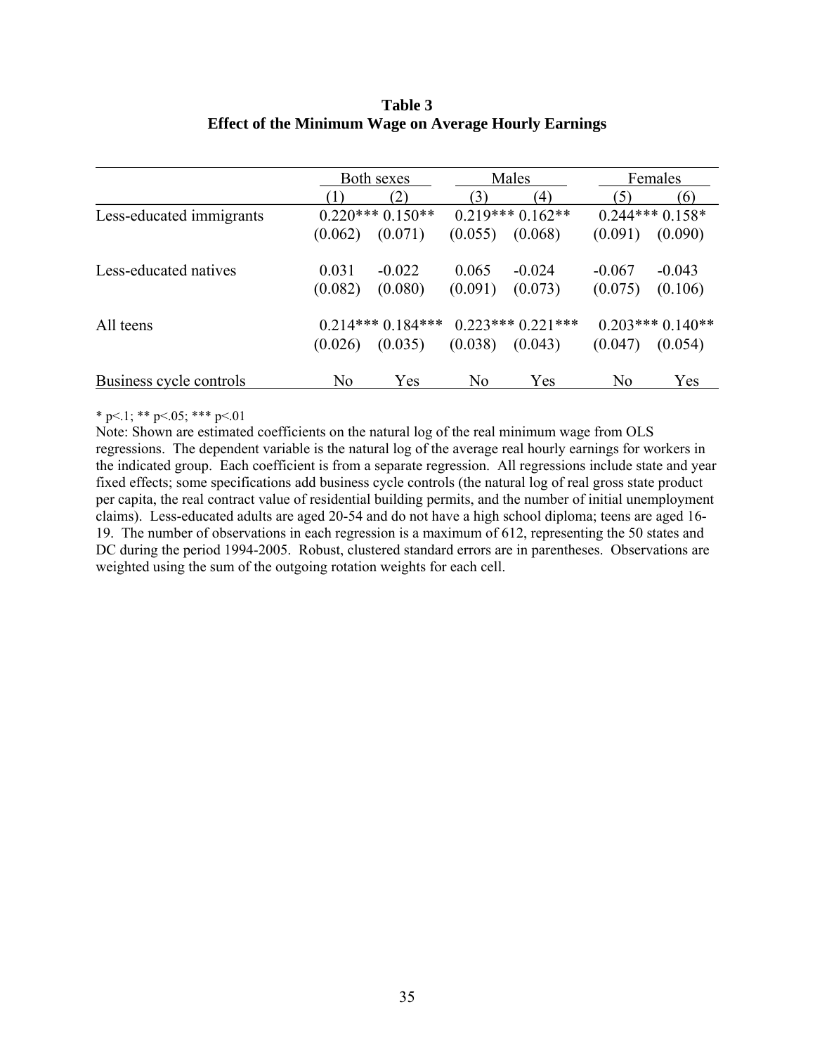**Table 3**
**Effect of the Minimum Wage on Average Hourly Earnings**

| | Both sexes | | Males | | Females | |
|---|---|---|---|---|---|---|
| | (1) | (2) | (3) | (4) | (5) | (6) |
| Less-educated immigrants | 0.220*** | 0.150** | 0.219*** | 0.162** | 0.244*** | 0.158* |
| | (0.062) | (0.071) | (0.055) | (0.068) | (0.091) | (0.090) |
| Less-educated natives | 0.031 | -0.022 | 0.065 | -0.024 | -0.067 | -0.043 |
| | (0.082) | (0.080) | (0.091) | (0.073) | (0.075) | (0.106) |
| All teens | 0.214*** | 0.184*** | 0.223*** | 0.221*** | 0.203*** | 0.140** |
| | (0.026) | (0.035) | (0.038) | (0.043) | (0.047) | (0.054) |
| Business cycle controls | No | Yes | No | Yes | No | Yes |

\* p<.1; ** p<.05; *** p<.01

Note: Shown are estimated coefficients on the natural log of the real minimum wage from OLS regressions. The dependent variable is the natural log of the average real hourly earnings for workers in the indicated group. Each coefficient is from a separate regression. All regressions include state and year fixed effects; some specifications add business cycle controls (the natural log of real gross state product per capita, the real contract value of residential building permits, and the number of initial unemployment claims). Less-educated adults are aged 20-54 and do not have a high school diploma; teens are aged 16-19. The number of observations in each regression is a maximum of 612, representing the 50 states and DC during the period 1994-2005. Robust, clustered standard errors are in parentheses. Observations are weighted using the sum of the outgoing rotation weights for each cell.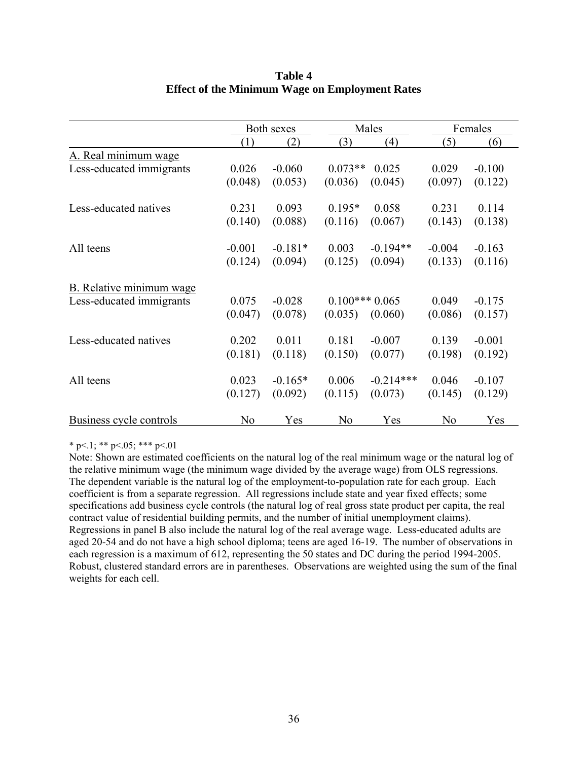**Table 4**
**Effect of the Minimum Wage on Employment Rates**

| | Both sexes | | Males | | Females | |
|---|---|---|---|---|---|---|
| | (1) | (2) | (3) | (4) | (5) | (6) |
| A. Real minimum wage | | | | | | |
| Less-educated immigrants | 0.026 | -0.060 | 0.073** | 0.025 | 0.029 | -0.100 |
| | (0.048) | (0.053) | (0.036) | (0.045) | (0.097) | (0.122) |
| Less-educated natives | 0.231 | 0.093 | 0.195* | 0.058 | 0.231 | 0.114 |
| | (0.140) | (0.088) | (0.116) | (0.067) | (0.143) | (0.138) |
| All teens | -0.001 | -0.181* | 0.003 | -0.194** | -0.004 | -0.163 |
| | (0.124) | (0.094) | (0.125) | (0.094) | (0.133) | (0.116) |
| B. Relative minimum wage | | | | | | |
| Less-educated immigrants | 0.075 | -0.028 | 0.100*** | 0.065 | 0.049 | -0.175 |
| | (0.047) | (0.078) | (0.035) | (0.060) | (0.086) | (0.157) |
| Less-educated natives | 0.202 | 0.011 | 0.181 | -0.007 | 0.139 | -0.001 |
| | (0.181) | (0.118) | (0.150) | (0.077) | (0.198) | (0.192) |
| All teens | 0.023 | -0.165* | 0.006 | -0.214*** | 0.046 | -0.107 |
| | (0.127) | (0.092) | (0.115) | (0.073) | (0.145) | (0.129) |
| Business cycle controls | No | Yes | No | Yes | No | Yes |

* p<.1; ** p<.05; *** p<.01

Note: Shown are estimated coefficients on the natural log of the real minimum wage or the natural log of the relative minimum wage (the minimum wage divided by the average wage) from OLS regressions. The dependent variable is the natural log of the employment-to-population rate for each group. Each coefficient is from a separate regression. All regressions include state and year fixed effects; some specifications add business cycle controls (the natural log of real gross state product per capita, the real contract value of residential building permits, and the number of initial unemployment claims). Regressions in panel B also include the natural log of the real average wage. Less-educated adults are aged 20-54 and do not have a high school diploma; teens are aged 16-19. The number of observations in each regression is a maximum of 612, representing the 50 states and DC during the period 1994-2005. Robust, clustered standard errors are in parentheses. Observations are weighted using the sum of the final weights for each cell.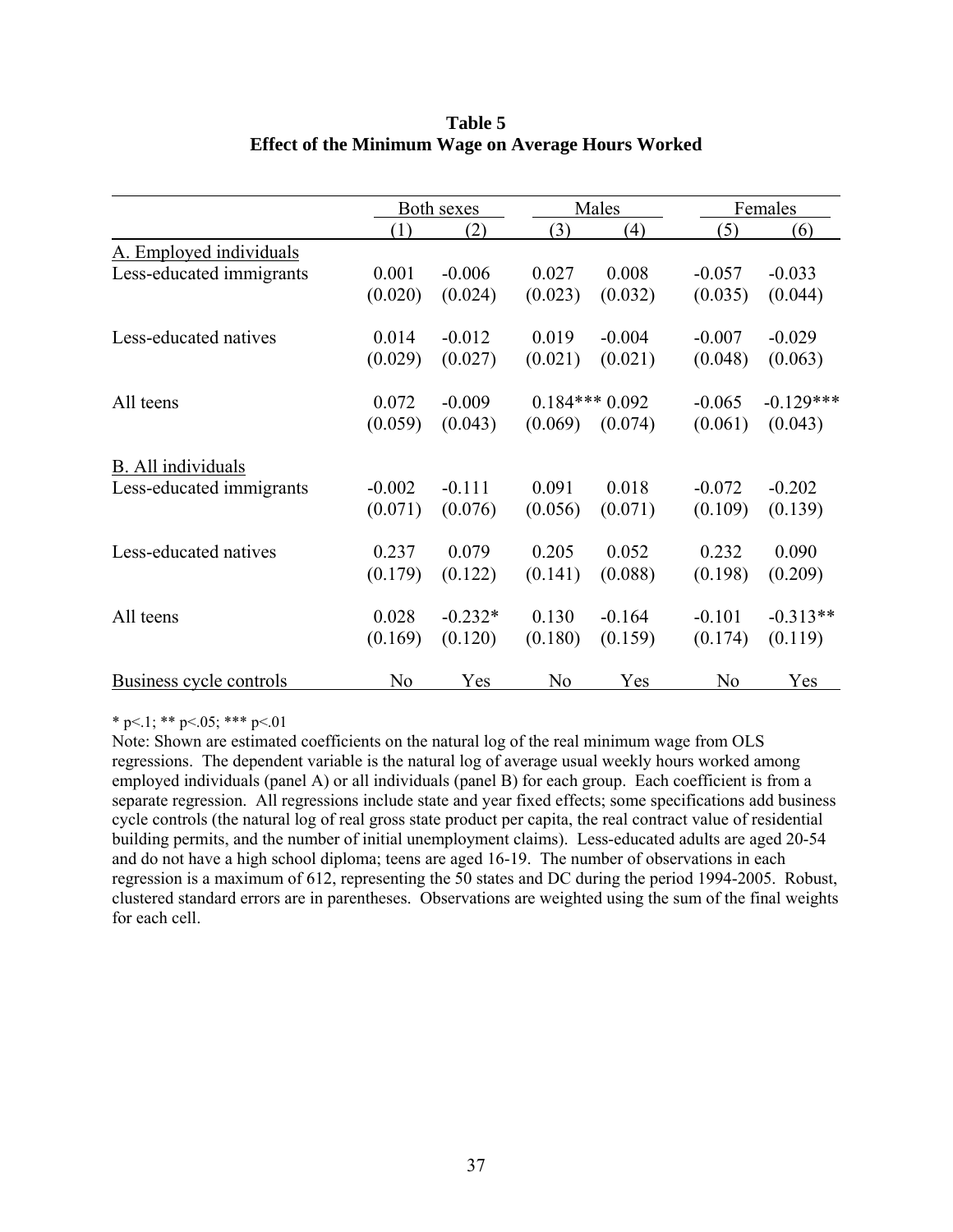**Table 5**
**Effect of the Minimum Wage on Average Hours Worked**

| | Both sexes | | Males | | Females | |
|---|---|---|---|---|---|---|
| | (1) | (2) | (3) | (4) | (5) | (6) |
| A. Employed individuals | | | | | | |
| Less-educated immigrants | 0.001 | -0.006 | 0.027 | 0.008 | -0.057 | -0.033 |
| | (0.020) | (0.024) | (0.023) | (0.032) | (0.035) | (0.044) |
| Less-educated natives | 0.014 | -0.012 | 0.019 | -0.004 | -0.007 | -0.029 |
| | (0.029) | (0.027) | (0.021) | (0.021) | (0.048) | (0.063) |
| All teens | 0.072 | -0.009 | 0.184*** | 0.092 | -0.065 | -0.129*** |
| | (0.059) | (0.043) | (0.069) | (0.074) | (0.061) | (0.043) |
| B. All individuals | | | | | | |
| Less-educated immigrants | -0.002 | -0.111 | 0.091 | 0.018 | -0.072 | -0.202 |
| | (0.071) | (0.076) | (0.056) | (0.071) | (0.109) | (0.139) |
| Less-educated natives | 0.237 | 0.079 | 0.205 | 0.052 | 0.232 | 0.090 |
| | (0.179) | (0.122) | (0.141) | (0.088) | (0.198) | (0.209) |
| All teens | 0.028 | -0.232* | 0.130 | -0.164 | -0.101 | -0.313** |
| | (0.169) | (0.120) | (0.180) | (0.159) | (0.174) | (0.119) |
| Business cycle controls | No | Yes | No | Yes | No | Yes |

* p<.1; ** p<.05; *** p<.01

Note: Shown are estimated coefficients on the natural log of the real minimum wage from OLS regressions. The dependent variable is the natural log of average usual weekly hours worked among employed individuals (panel A) or all individuals (panel B) for each group. Each coefficient is from a separate regression. All regressions include state and year fixed effects; some specifications add business cycle controls (the natural log of real gross state product per capita, the real contract value of residential building permits, and the number of initial unemployment claims). Less-educated adults are aged 20-54 and do not have a high school diploma; teens are aged 16-19. The number of observations in each regression is a maximum of 612, representing the 50 states and DC during the period 1994-2005. Robust, clustered standard errors are in parentheses. Observations are weighted using the sum of the final weights for each cell.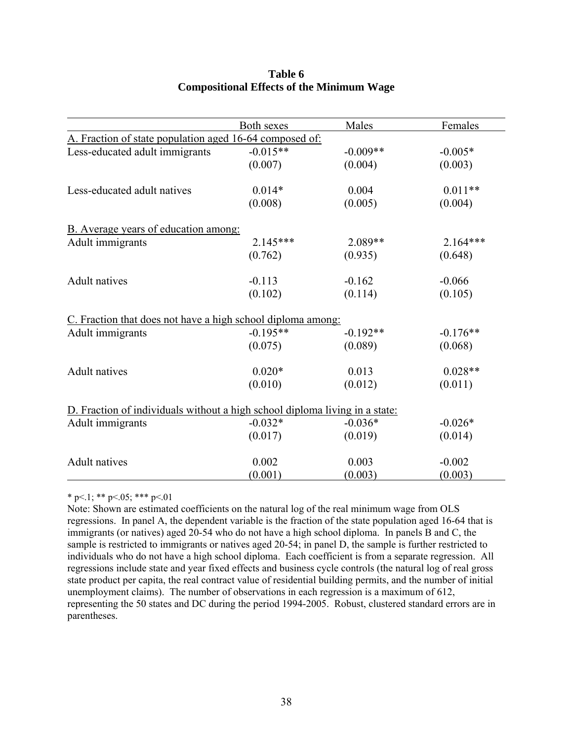**Table 6**
**Compositional Effects of the Minimum Wage**

| | Both sexes | Males | Females |
|---|---|---|---|
| A. Fraction of state population aged 16-64 composed of: | | | |
| Less-educated adult immigrants | -0.015** | -0.009** | -0.005* |
| | (0.007) | (0.004) | (0.003) |
| Less-educated adult natives | 0.014* | 0.004 | 0.011** |
| | (0.008) | (0.005) | (0.004) |
| B. Average years of education among: | | | |
| Adult immigrants | 2.145*** | 2.089** | 2.164*** |
| | (0.762) | (0.935) | (0.648) |
| Adult natives | -0.113 | -0.162 | -0.066 |
| | (0.102) | (0.114) | (0.105) |
| C. Fraction that does not have a high school diploma among: | | | |
| Adult immigrants | -0.195** | -0.192** | -0.176** |
| | (0.075) | (0.089) | (0.068) |
| Adult natives | 0.020* | 0.013 | 0.028** |
| | (0.010) | (0.012) | (0.011) |
| D. Fraction of individuals without a high school diploma living in a state: | | | |
| Adult immigrants | -0.032* | -0.036* | -0.026* |
| | (0.017) | (0.019) | (0.014) |
| Adult natives | 0.002 | 0.003 | -0.002 |
| | (0.001) | (0.003) | (0.003) |

* p<.1; ** p<.05; *** p<.01

Note: Shown are estimated coefficients on the natural log of the real minimum wage from OLS regressions. In panel A, the dependent variable is the fraction of the state population aged 16-64 that is immigrants (or natives) aged 20-54 who do not have a high school diploma. In panels B and C, the sample is restricted to immigrants or natives aged 20-54; in panel D, the sample is further restricted to individuals who do not have a high school diploma. Each coefficient is from a separate regression. All regressions include state and year fixed effects and business cycle controls (the natural log of real gross state product per capita, the real contract value of residential building permits, and the number of initial unemployment claims). The number of observations in each regression is a maximum of 612, representing the 50 states and DC during the period 1994-2005. Robust, clustered standard errors are in parentheses.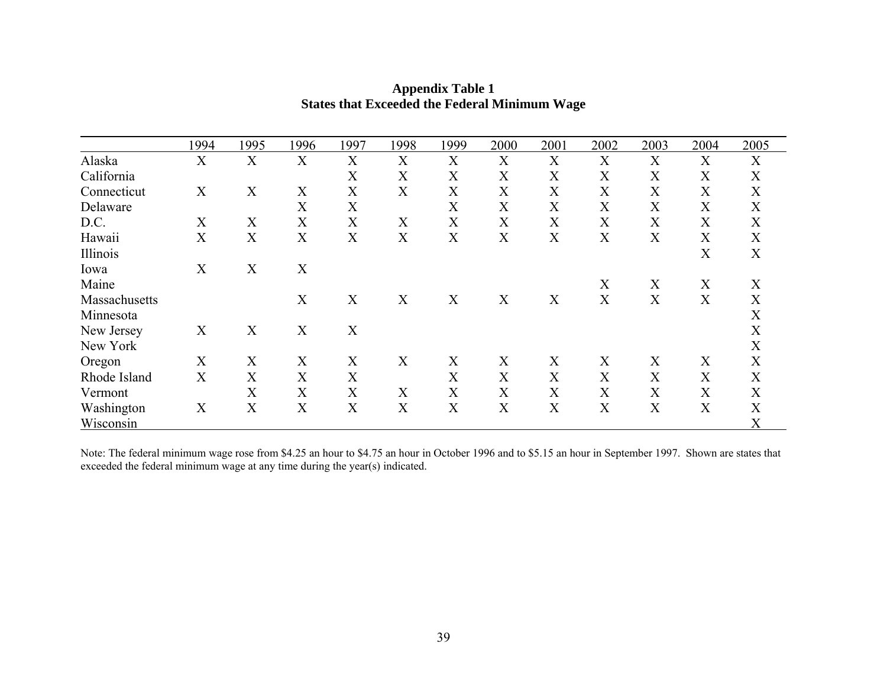**Appendix Table 1**
**States that Exceeded the Federal Minimum Wage**

| | 1994 | 1995 | 1996 | 1997 | 1998 | 1999 | 2000 | 2001 | 2002 | 2003 | 2004 | 2005 |
|---|---|---|---|---|---|---|---|---|---|---|---|---|
| Alaska | X | X | X | X | X | X | X | X | X | X | X | X |
| California | | | | X | X | X | X | X | X | X | X | X |
| Connecticut | X | X | X | X | X | X | X | X | X | X | X | X |
| Delaware | | | X | X | | X | X | X | X | X | X | X |
| D.C. | X | X | X | X | X | X | X | X | X | X | X | X |
| Hawaii | X | X | X | X | X | X | X | X | X | X | X | X |
| Illinois | | | | | | | | | | | X | X |
| Iowa | X | X | X | | | | | | | | | |
| Maine | | | | | | | | | X | X | X | X |
| Massachusetts | | | X | X | X | X | X | X | X | X | X | X |
| Minnesota | | | | | | | | | | | | X |
| New Jersey | X | X | X | X | | | | | | | | X |
| New York | | | | | | | | | | | | X |
| Oregon | X | X | X | X | X | X | X | X | X | X | X | X |
| Rhode Island | X | X | X | X | | X | X | X | X | X | X | X |
| Vermont | | X | X | X | X | X | X | X | X | X | X | X |
| Washington | X | X | X | X | X | X | X | X | X | X | X | X |
| Wisconsin | | | | | | | | | | | | X |

Note: The federal minimum wage rose from $4.25 an hour to $4.75 an hour in October 1996 and to $5.15 an hour in September 1997. Shown are states that exceeded the federal minimum wage at any time during the year(s) indicated.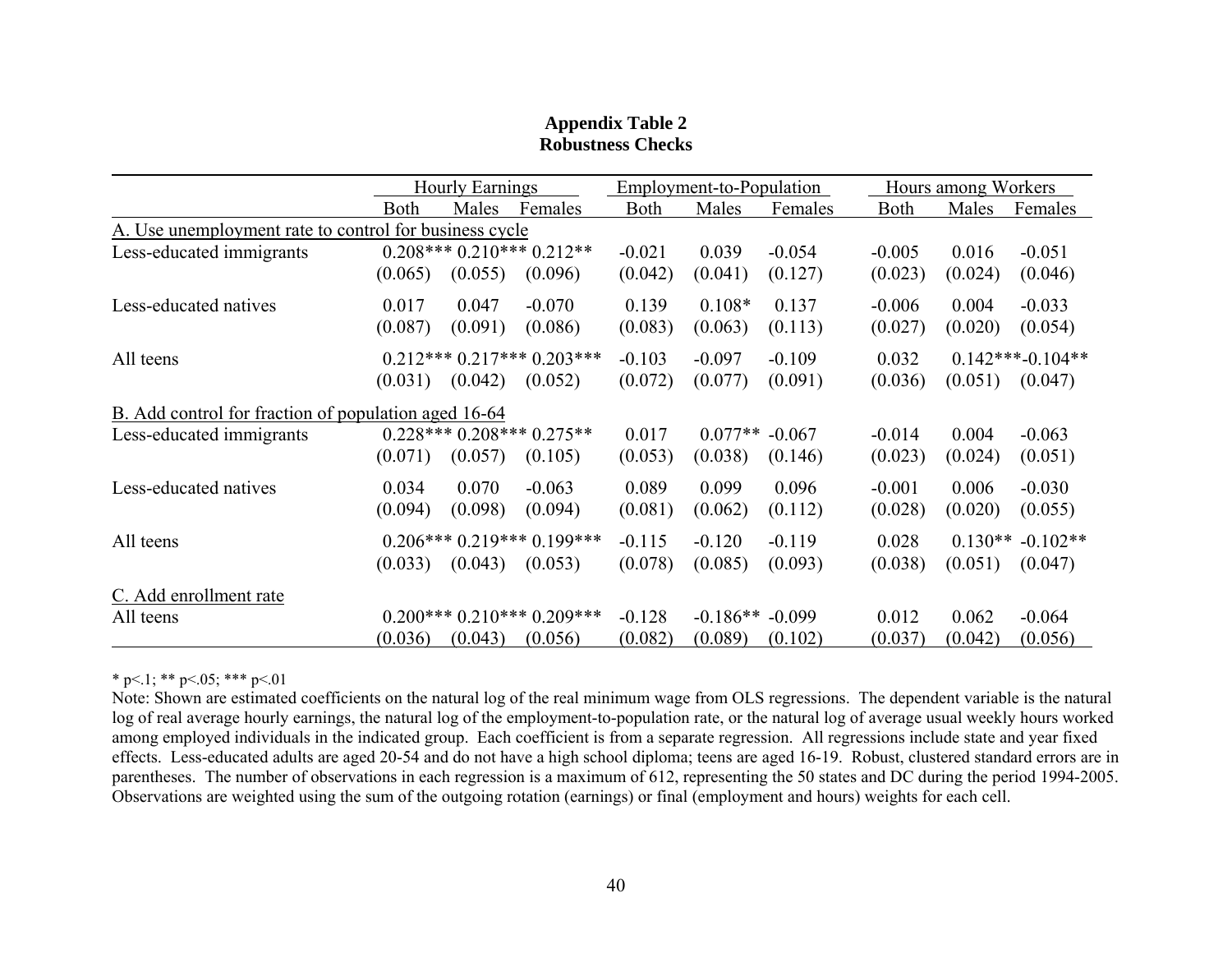**Appendix Table 2**
**Robustness Checks**

| | Hourly Earnings | | | Employment-to-Population | | | Hours among Workers | | |
|---|---|---|---|---|---|---|---|---|---|
| | Both | Males | Females | Both | Males | Females | Both | Males | Females |
| A. Use unemployment rate to control for business cycle | | | | | | | | | |
| Less-educated immigrants | 0.208*** | 0.210*** | 0.212** | -0.021 | 0.039 | -0.054 | -0.005 | 0.016 | -0.051 |
| | (0.065) | (0.055) | (0.096) | (0.042) | (0.041) | (0.127) | (0.023) | (0.024) | (0.046) |
| Less-educated natives | 0.017 | 0.047 | -0.070 | 0.139 | 0.108* | 0.137 | -0.006 | 0.004 | -0.033 |
| | (0.087) | (0.091) | (0.086) | (0.083) | (0.063) | (0.113) | (0.027) | (0.020) | (0.054) |
| All teens | 0.212*** | 0.217*** | 0.203*** | -0.103 | -0.097 | -0.109 | 0.032 | 0.142*** | -0.104** |
| | (0.031) | (0.042) | (0.052) | (0.072) | (0.077) | (0.091) | (0.036) | (0.051) | (0.047) |
| B. Add control for fraction of population aged 16-64 | | | | | | | | | |
| Less-educated immigrants | 0.228*** | 0.208*** | 0.275** | 0.017 | 0.077** | -0.067 | -0.014 | 0.004 | -0.063 |
| | (0.071) | (0.057) | (0.105) | (0.053) | (0.038) | (0.146) | (0.023) | (0.024) | (0.051) |
| Less-educated natives | 0.034 | 0.070 | -0.063 | 0.089 | 0.099 | 0.096 | -0.001 | 0.006 | -0.030 |
| | (0.094) | (0.098) | (0.094) | (0.081) | (0.062) | (0.112) | (0.028) | (0.020) | (0.055) |
| All teens | 0.206*** | 0.219*** | 0.199*** | -0.115 | -0.120 | -0.119 | 0.028 | 0.130** | -0.102** |
| | (0.033) | (0.043) | (0.053) | (0.078) | (0.085) | (0.093) | (0.038) | (0.051) | (0.047) |
| C. Add enrollment rate | | | | | | | | | |
| All teens | 0.200*** | 0.210*** | 0.209*** | -0.128 | -0.186** | -0.099 | 0.012 | 0.062 | -0.064 |
| | (0.036) | (0.043) | (0.056) | (0.082) | (0.089) | (0.102) | (0.037) | (0.042) | (0.056) |

\* p<.1; ** p<.05; *** p<.01

Note: Shown are estimated coefficients on the natural log of the real minimum wage from OLS regressions. The dependent variable is the natural log of real average hourly earnings, the natural log of the employment-to-population rate, or the natural log of average usual weekly hours worked among employed individuals in the indicated group. Each coefficient is from a separate regression. All regressions include state and year fixed effects. Less-educated adults are aged 20-54 and do not have a high school diploma; teens are aged 16-19. Robust, clustered standard errors are in parentheses. The number of observations in each regression is a maximum of 612, representing the 50 states and DC during the period 1994-2005. Observations are weighted using the sum of the outgoing rotation (earnings) or final (employment and hours) weights for each cell.